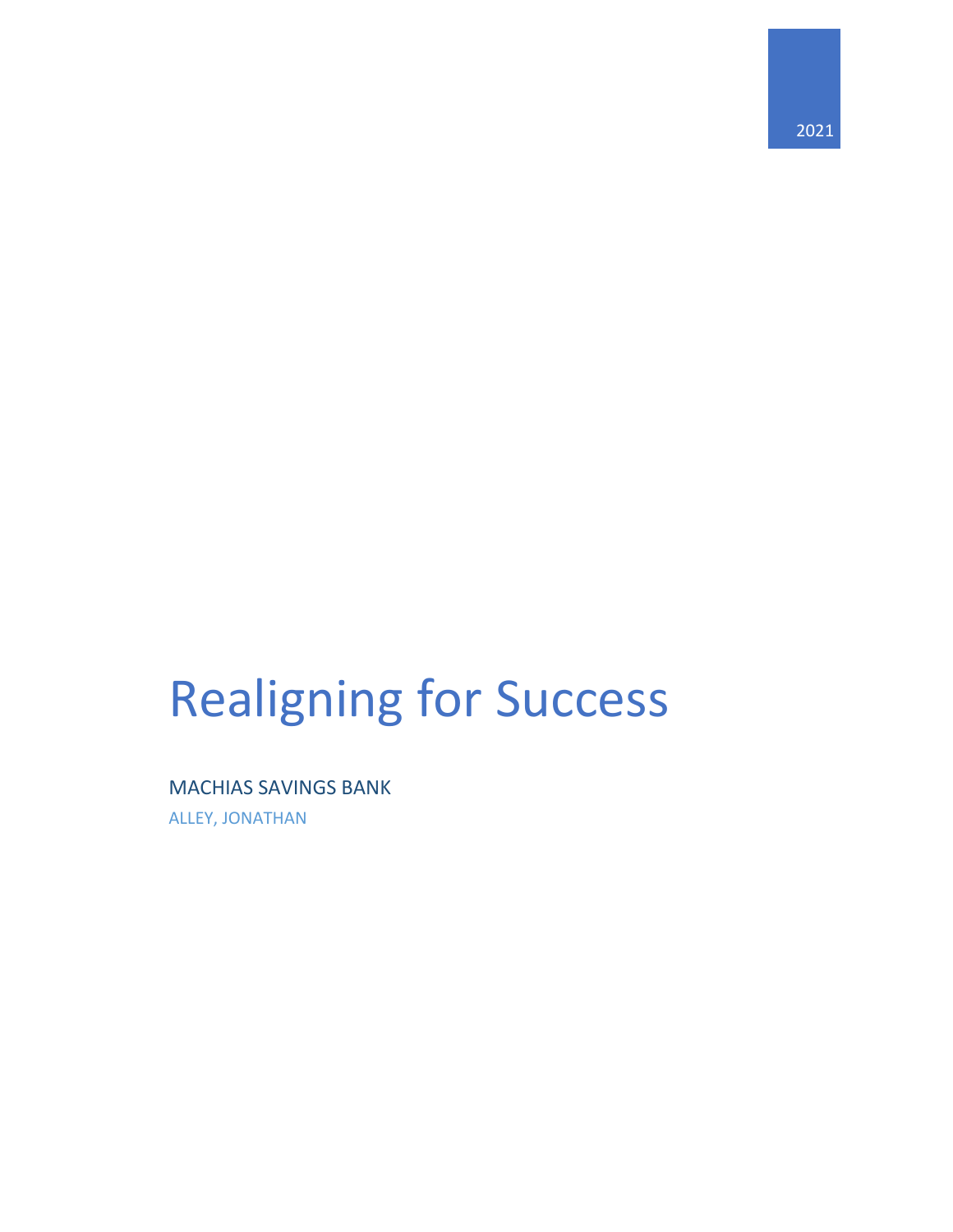2021

# Realigning for Success

MACHIAS SAVINGS BANK

ALLEY, JONATHAN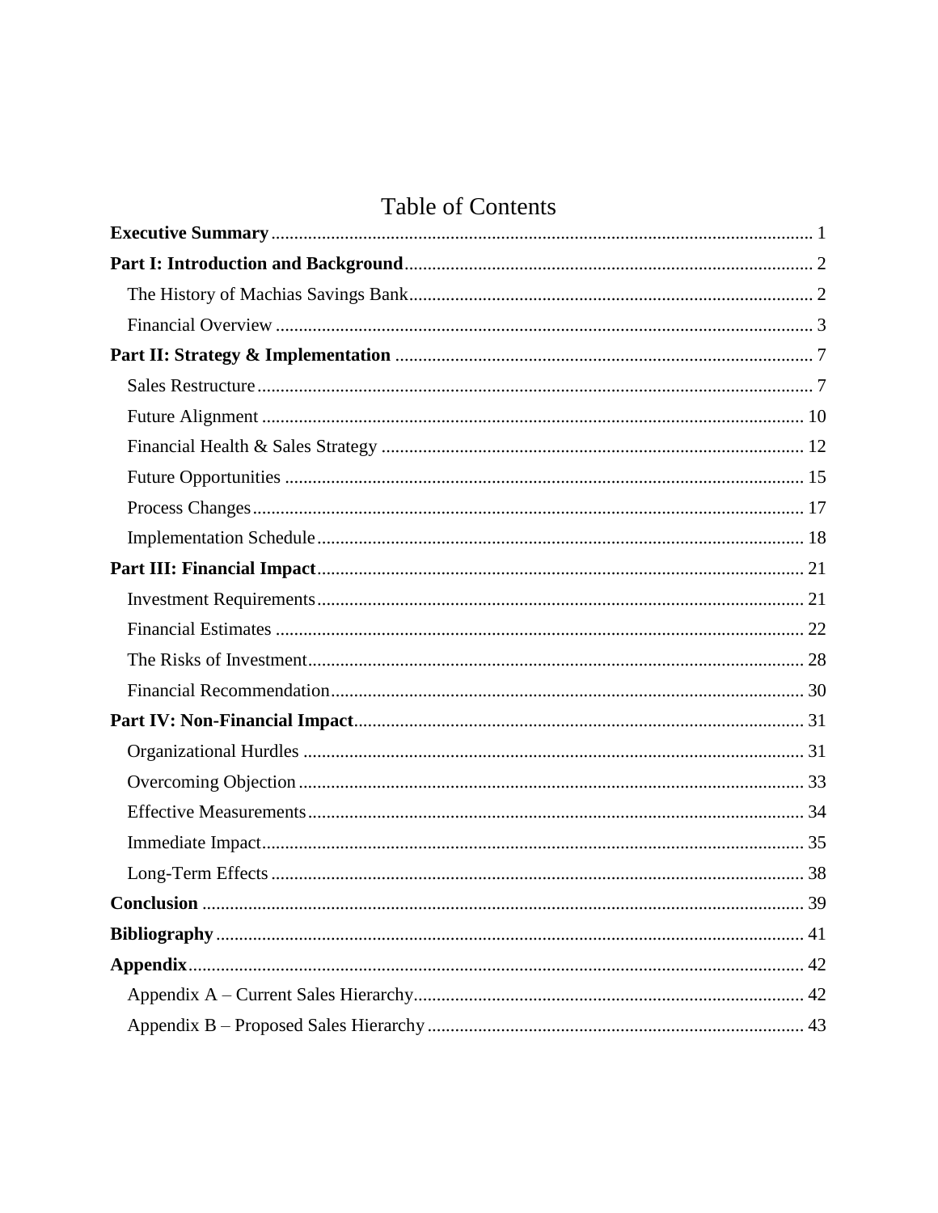# Table of Contents

**Executive Summary** ........ 1

**Part I: Introduction and Background** ........ 2

- The History of Machias Savings Bank ........ 2
- Financial Overview ........ 3

**Part II: Strategy & Implementation** ........ 7

- Sales Restructure ........ 7
- Future Alignment ........ 10
- Financial Health & Sales Strategy ........ 12
- Future Opportunities ........ 15
- Process Changes ........ 17
- Implementation Schedule ........ 18

**Part III: Financial Impact** ........ 21

- Investment Requirements ........ 21
- Financial Estimates ........ 22
- The Risks of Investment ........ 28
- Financial Recommendation ........ 30

**Part IV: Non-Financial Impact** ........ 31

- Organizational Hurdles ........ 31
- Overcoming Objection ........ 33
- Effective Measurements ........ 34
- Immediate Impact ........ 35
- Long-Term Effects ........ 38

**Conclusion** ........ 39

**Bibliography** ........ 41

**Appendix** ........ 42

- Appendix A – Current Sales Hierarchy ........ 42
- Appendix B – Proposed Sales Hierarchy ........ 43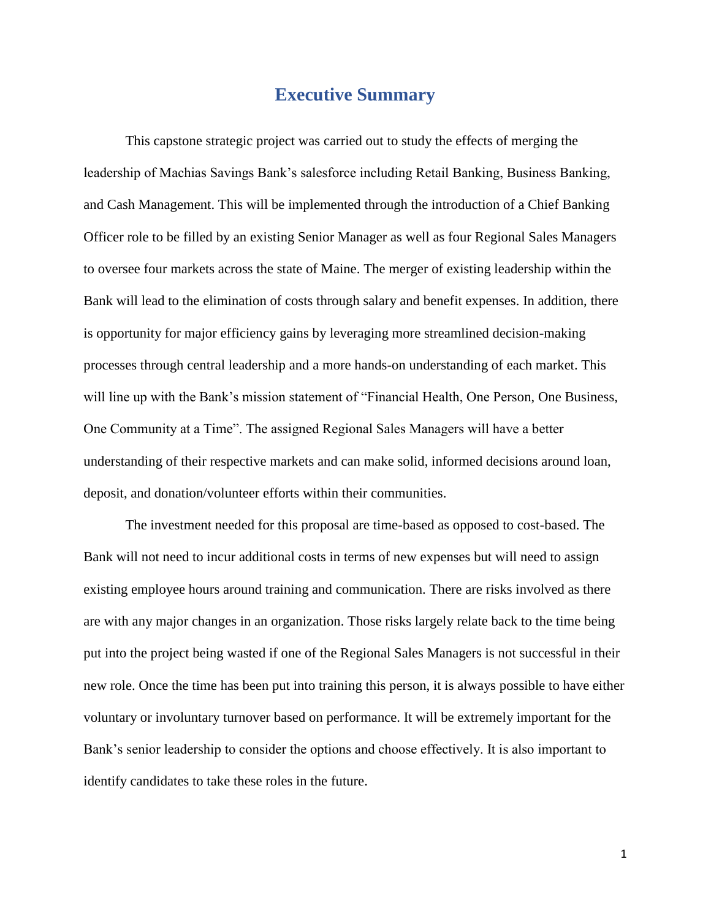# Executive Summary

This capstone strategic project was carried out to study the effects of merging the leadership of Machias Savings Bank's salesforce including Retail Banking, Business Banking, and Cash Management. This will be implemented through the introduction of a Chief Banking Officer role to be filled by an existing Senior Manager as well as four Regional Sales Managers to oversee four markets across the state of Maine. The merger of existing leadership within the Bank will lead to the elimination of costs through salary and benefit expenses. In addition, there is opportunity for major efficiency gains by leveraging more streamlined decision-making processes through central leadership and a more hands-on understanding of each market. This will line up with the Bank's mission statement of "Financial Health, One Person, One Business, One Community at a Time". The assigned Regional Sales Managers will have a better understanding of their respective markets and can make solid, informed decisions around loan, deposit, and donation/volunteer efforts within their communities.

The investment needed for this proposal are time-based as opposed to cost-based. The Bank will not need to incur additional costs in terms of new expenses but will need to assign existing employee hours around training and communication. There are risks involved as there are with any major changes in an organization. Those risks largely relate back to the time being put into the project being wasted if one of the Regional Sales Managers is not successful in their new role. Once the time has been put into training this person, it is always possible to have either voluntary or involuntary turnover based on performance. It will be extremely important for the Bank's senior leadership to consider the options and choose effectively. It is also important to identify candidates to take these roles in the future.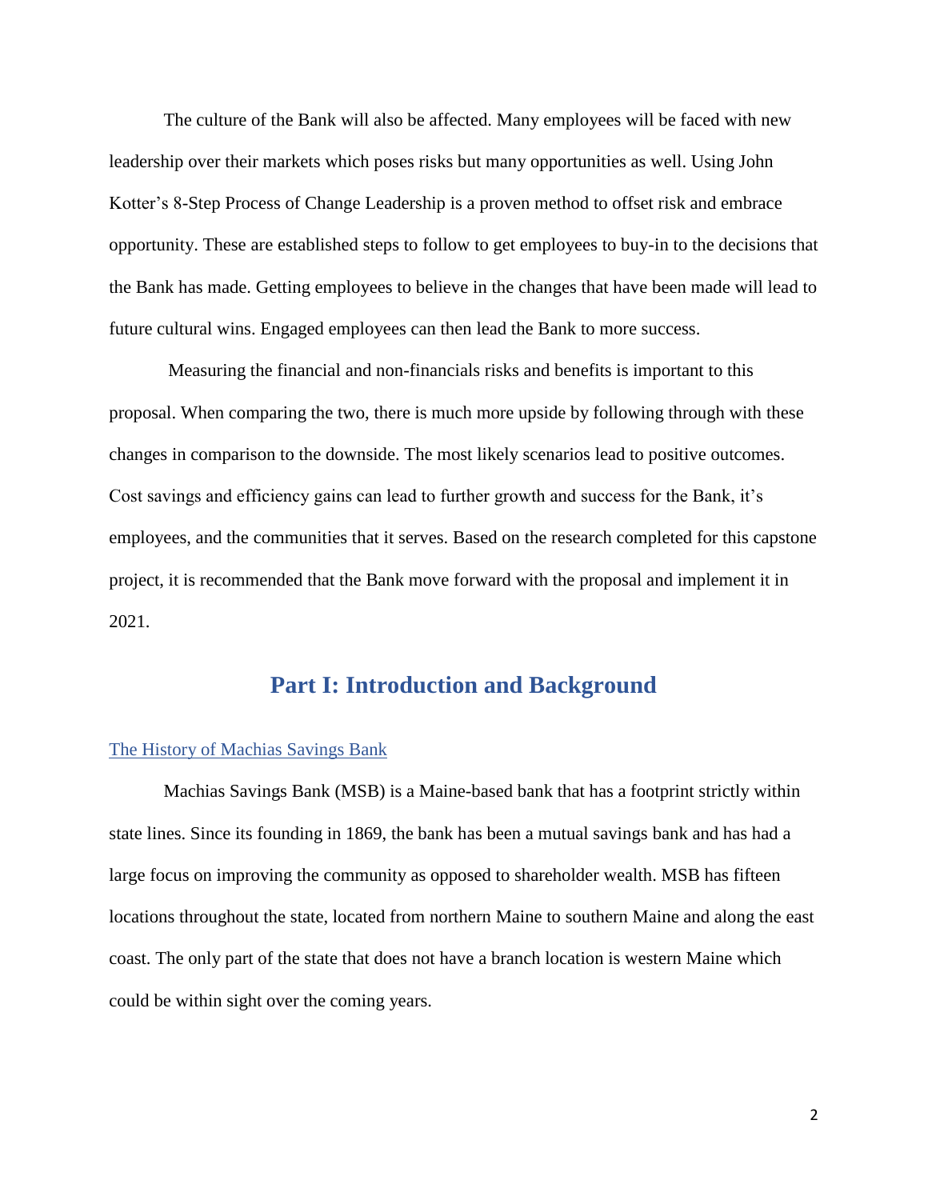The culture of the Bank will also be affected. Many employees will be faced with new leadership over their markets which poses risks but many opportunities as well. Using John Kotter's 8-Step Process of Change Leadership is a proven method to offset risk and embrace opportunity. These are established steps to follow to get employees to buy-in to the decisions that the Bank has made. Getting employees to believe in the changes that have been made will lead to future cultural wins. Engaged employees can then lead the Bank to more success.

Measuring the financial and non-financials risks and benefits is important to this proposal. When comparing the two, there is much more upside by following through with these changes in comparison to the downside. The most likely scenarios lead to positive outcomes. Cost savings and efficiency gains can lead to further growth and success for the Bank, it's employees, and the communities that it serves. Based on the research completed for this capstone project, it is recommended that the Bank move forward with the proposal and implement it in 2021.

# Part I: Introduction and Background

## The History of Machias Savings Bank

Machias Savings Bank (MSB) is a Maine-based bank that has a footprint strictly within state lines. Since its founding in 1869, the bank has been a mutual savings bank and has had a large focus on improving the community as opposed to shareholder wealth. MSB has fifteen locations throughout the state, located from northern Maine to southern Maine and along the east coast. The only part of the state that does not have a branch location is western Maine which could be within sight over the coming years.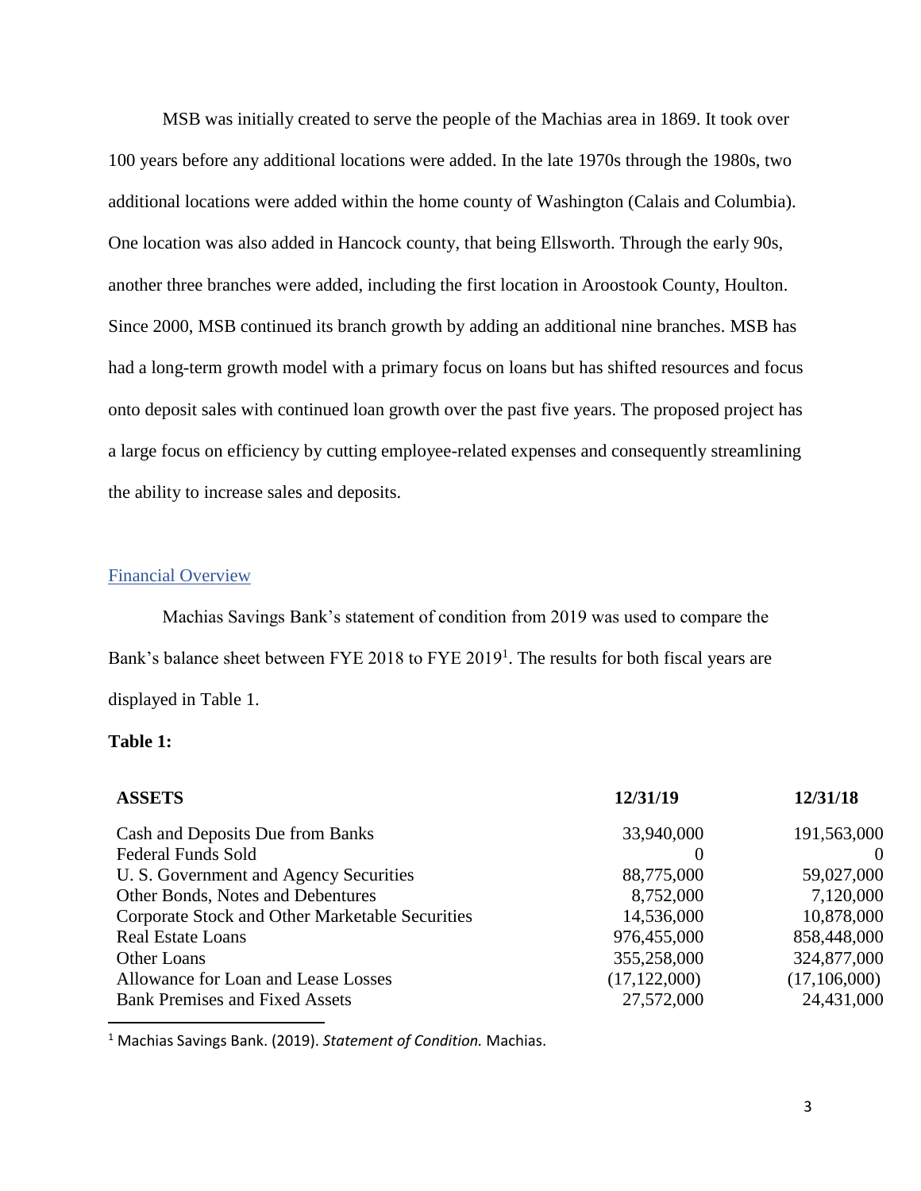MSB was initially created to serve the people of the Machias area in 1869. It took over 100 years before any additional locations were added. In the late 1970s through the 1980s, two additional locations were added within the home county of Washington (Calais and Columbia). One location was also added in Hancock county, that being Ellsworth. Through the early 90s, another three branches were added, including the first location in Aroostook County, Houlton. Since 2000, MSB continued its branch growth by adding an additional nine branches. MSB has had a long-term growth model with a primary focus on loans but has shifted resources and focus onto deposit sales with continued loan growth over the past five years. The proposed project has a large focus on efficiency by cutting employee-related expenses and consequently streamlining the ability to increase sales and deposits.

## Financial Overview

Machias Savings Bank's statement of condition from 2019 was used to compare the Bank's balance sheet between FYE 2018 to FYE 2019[1]. The results for both fiscal years are displayed in Table 1.

**Table 1:**

| ASSETS | 12/31/19 | 12/31/18 |
|---|---|---|
| Cash and Deposits Due from Banks | 33,940,000 | 191,563,000 |
| Federal Funds Sold | 0 | 0 |
| U. S. Government and Agency Securities | 88,775,000 | 59,027,000 |
| Other Bonds, Notes and Debentures | 8,752,000 | 7,120,000 |
| Corporate Stock and Other Marketable Securities | 14,536,000 | 10,878,000 |
| Real Estate Loans | 976,455,000 | 858,448,000 |
| Other Loans | 355,258,000 | 324,877,000 |
| Allowance for Loan and Lease Losses | (17,122,000) | (17,106,000) |
| Bank Premises and Fixed Assets | 27,572,000 | 24,431,000 |

[1] Machias Savings Bank. (2019). *Statement of Condition.* Machias.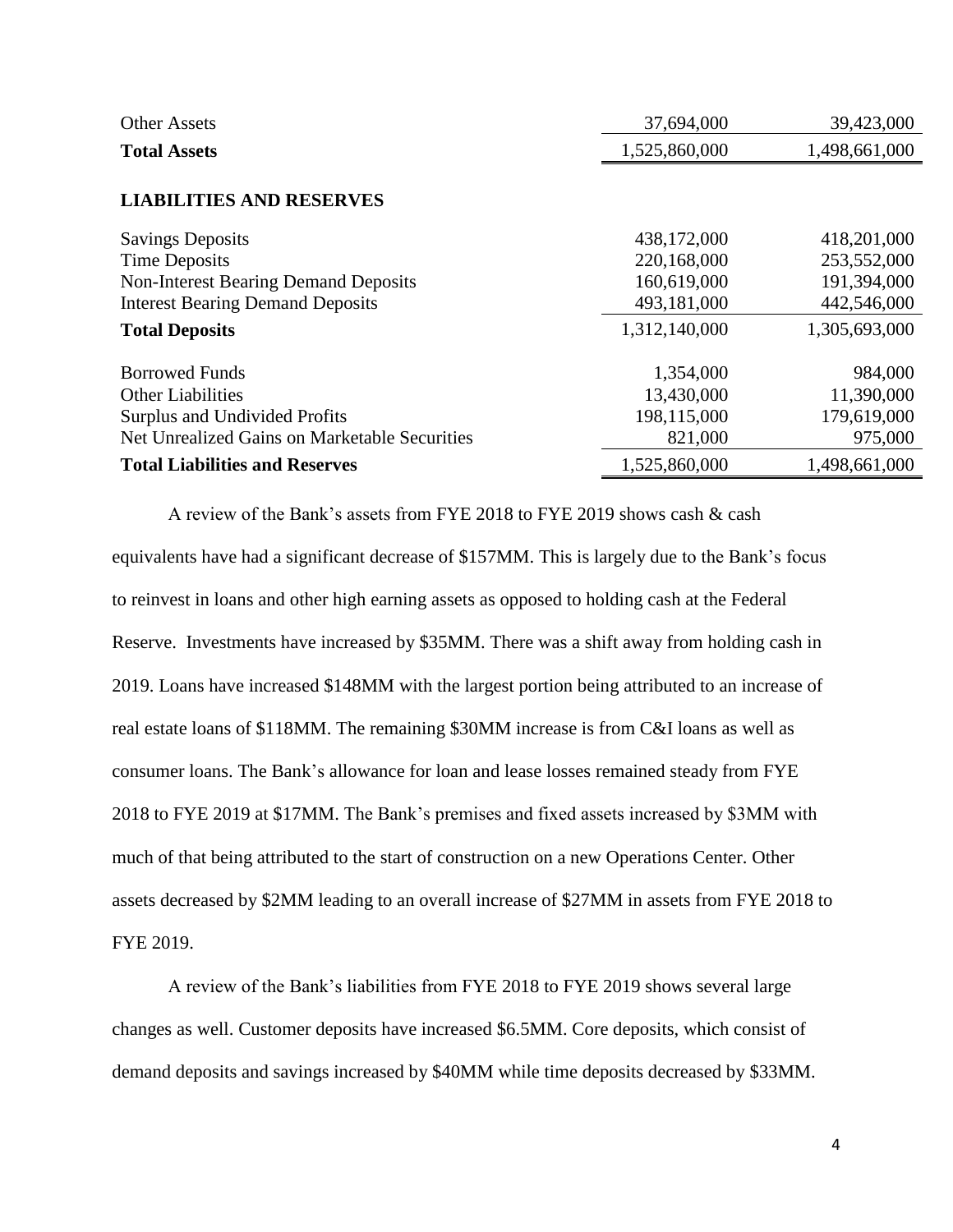| | | |
|---|---|---|
| Other Assets | 37,694,000 | 39,423,000 |
| **Total Assets** | 1,525,860,000 | 1,498,661,000 |
| | | |
| **LIABILITIES AND RESERVES** | | |
| Savings Deposits | 438,172,000 | 418,201,000 |
| Time Deposits | 220,168,000 | 253,552,000 |
| Non-Interest Bearing Demand Deposits | 160,619,000 | 191,394,000 |
| Interest Bearing Demand Deposits | 493,181,000 | 442,546,000 |
| **Total Deposits** | 1,312,140,000 | 1,305,693,000 |
| Borrowed Funds | 1,354,000 | 984,000 |
| Other Liabilities | 13,430,000 | 11,390,000 |
| Surplus and Undivided Profits | 198,115,000 | 179,619,000 |
| Net Unrealized Gains on Marketable Securities | 821,000 | 975,000 |
| **Total Liabilities and Reserves** | 1,525,860,000 | 1,498,661,000 |

A review of the Bank's assets from FYE 2018 to FYE 2019 shows cash & cash equivalents have had a significant decrease of $157MM. This is largely due to the Bank's focus to reinvest in loans and other high earning assets as opposed to holding cash at the Federal Reserve. Investments have increased by $35MM. There was a shift away from holding cash in 2019. Loans have increased $148MM with the largest portion being attributed to an increase of real estate loans of $118MM. The remaining $30MM increase is from C&I loans as well as consumer loans. The Bank's allowance for loan and lease losses remained steady from FYE 2018 to FYE 2019 at $17MM. The Bank's premises and fixed assets increased by $3MM with much of that being attributed to the start of construction on a new Operations Center. Other assets decreased by $2MM leading to an overall increase of $27MM in assets from FYE 2018 to FYE 2019.

A review of the Bank's liabilities from FYE 2018 to FYE 2019 shows several large changes as well. Customer deposits have increased $6.5MM. Core deposits, which consist of demand deposits and savings increased by $40MM while time deposits decreased by $33MM.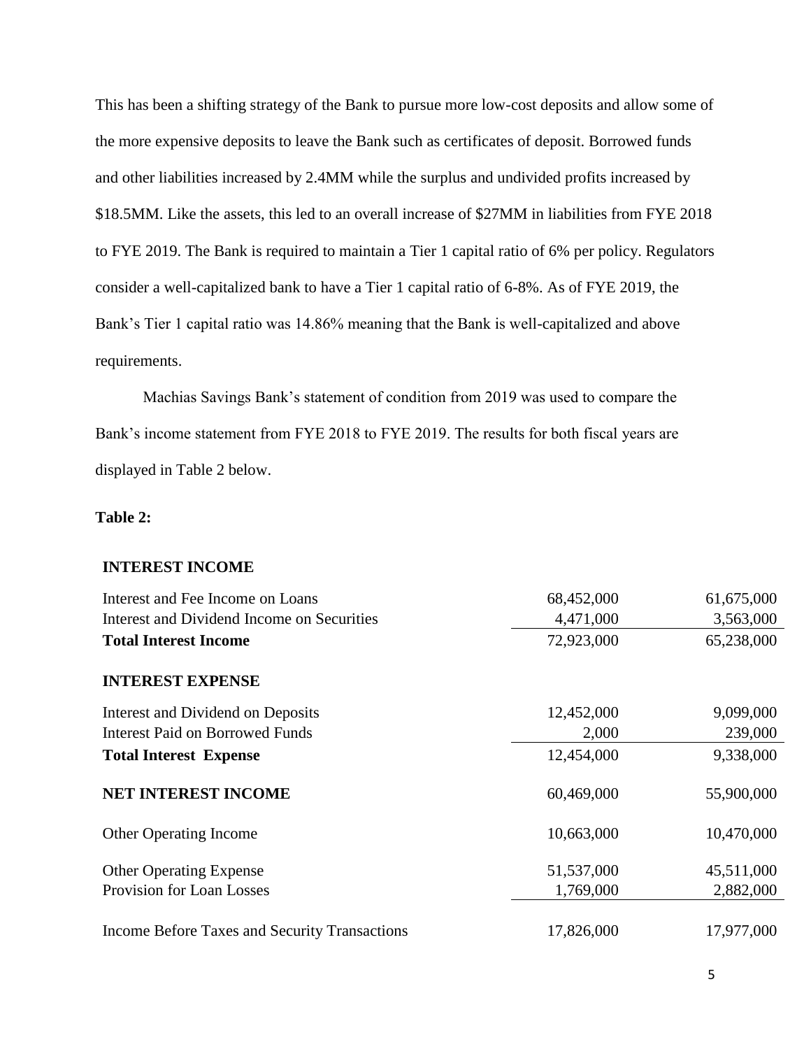This has been a shifting strategy of the Bank to pursue more low-cost deposits and allow some of the more expensive deposits to leave the Bank such as certificates of deposit. Borrowed funds and other liabilities increased by 2.4MM while the surplus and undivided profits increased by \$18.5MM. Like the assets, this led to an overall increase of \$27MM in liabilities from FYE 2018 to FYE 2019. The Bank is required to maintain a Tier 1 capital ratio of 6% per policy. Regulators consider a well-capitalized bank to have a Tier 1 capital ratio of 6-8%. As of FYE 2019, the Bank's Tier 1 capital ratio was 14.86% meaning that the Bank is well-capitalized and above requirements.

Machias Savings Bank's statement of condition from 2019 was used to compare the Bank's income statement from FYE 2018 to FYE 2019. The results for both fiscal years are displayed in Table 2 below.

**Table 2:**

| | | |
|---|---|---|
| **INTEREST INCOME** | | |
| Interest and Fee Income on Loans | 68,452,000 | 61,675,000 |
| Interest and Dividend Income on Securities | 4,471,000 | 3,563,000 |
| **Total Interest Income** | 72,923,000 | 65,238,000 |
| **INTEREST EXPENSE** | | |
| Interest and Dividend on Deposits | 12,452,000 | 9,099,000 |
| Interest Paid on Borrowed Funds | 2,000 | 239,000 |
| **Total Interest Expense** | 12,454,000 | 9,338,000 |
| **NET INTEREST INCOME** | 60,469,000 | 55,900,000 |
| Other Operating Income | 10,663,000 | 10,470,000 |
| Other Operating Expense | 51,537,000 | 45,511,000 |
| Provision for Loan Losses | 1,769,000 | 2,882,000 |
| Income Before Taxes and Security Transactions | 17,826,000 | 17,977,000 |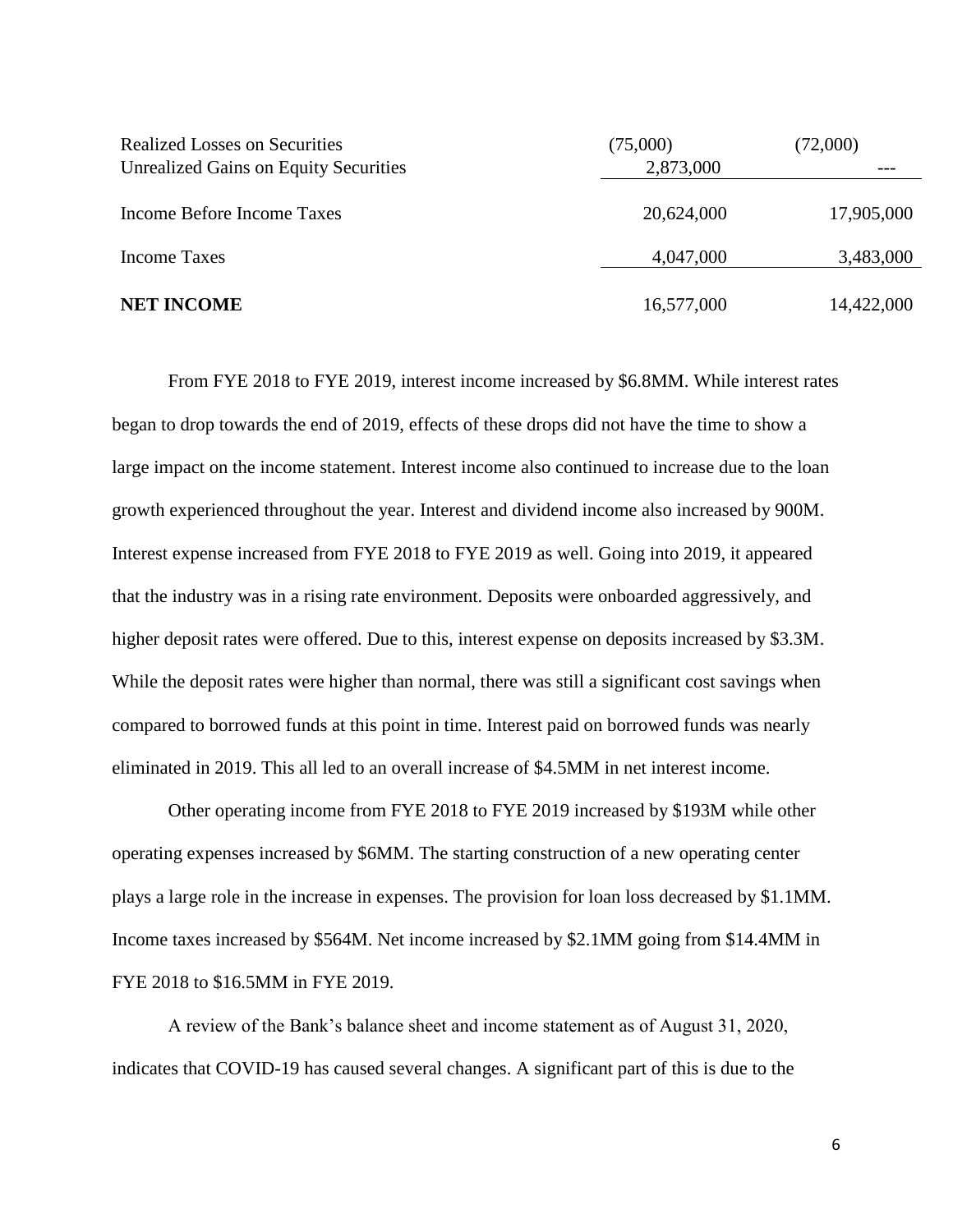| | | |
|---|---|---|
| Realized Losses on Securities | (75,000) | (72,000) |
| Unrealized Gains on Equity Securities | 2,873,000 | --- |
| Income Before Income Taxes | 20,624,000 | 17,905,000 |
| Income Taxes | 4,047,000 | 3,483,000 |
| **NET INCOME** | 16,577,000 | 14,422,000 |

From FYE 2018 to FYE 2019, interest income increased by \$6.8MM. While interest rates began to drop towards the end of 2019, effects of these drops did not have the time to show a large impact on the income statement. Interest income also continued to increase due to the loan growth experienced throughout the year. Interest and dividend income also increased by 900M. Interest expense increased from FYE 2018 to FYE 2019 as well. Going into 2019, it appeared that the industry was in a rising rate environment. Deposits were onboarded aggressively, and higher deposit rates were offered. Due to this, interest expense on deposits increased by \$3.3M. While the deposit rates were higher than normal, there was still a significant cost savings when compared to borrowed funds at this point in time. Interest paid on borrowed funds was nearly eliminated in 2019. This all led to an overall increase of \$4.5MM in net interest income.

Other operating income from FYE 2018 to FYE 2019 increased by \$193M while other operating expenses increased by \$6MM. The starting construction of a new operating center plays a large role in the increase in expenses. The provision for loan loss decreased by \$1.1MM. Income taxes increased by \$564M. Net income increased by \$2.1MM going from \$14.4MM in FYE 2018 to \$16.5MM in FYE 2019.

A review of the Bank's balance sheet and income statement as of August 31, 2020, indicates that COVID-19 has caused several changes. A significant part of this is due to the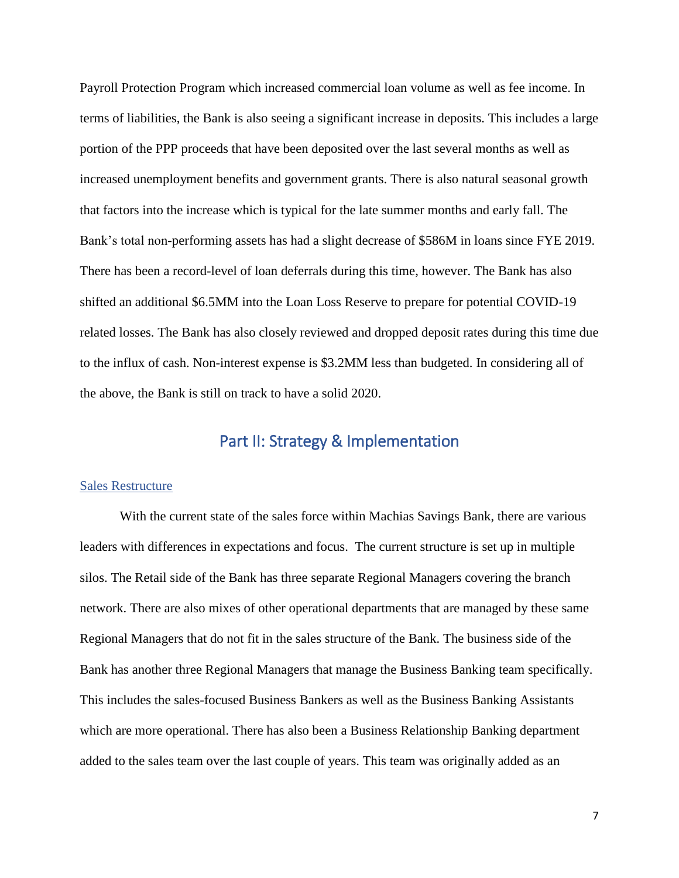Payroll Protection Program which increased commercial loan volume as well as fee income. In terms of liabilities, the Bank is also seeing a significant increase in deposits. This includes a large portion of the PPP proceeds that have been deposited over the last several months as well as increased unemployment benefits and government grants. There is also natural seasonal growth that factors into the increase which is typical for the late summer months and early fall. The Bank's total non-performing assets has had a slight decrease of $586M in loans since FYE 2019. There has been a record-level of loan deferrals during this time, however. The Bank has also shifted an additional $6.5MM into the Loan Loss Reserve to prepare for potential COVID-19 related losses. The Bank has also closely reviewed and dropped deposit rates during this time due to the influx of cash. Non-interest expense is $3.2MM less than budgeted. In considering all of the above, the Bank is still on track to have a solid 2020.

## Part II: Strategy & Implementation

### Sales Restructure

With the current state of the sales force within Machias Savings Bank, there are various leaders with differences in expectations and focus. The current structure is set up in multiple silos. The Retail side of the Bank has three separate Regional Managers covering the branch network. There are also mixes of other operational departments that are managed by these same Regional Managers that do not fit in the sales structure of the Bank. The business side of the Bank has another three Regional Managers that manage the Business Banking team specifically. This includes the sales-focused Business Bankers as well as the Business Banking Assistants which are more operational. There has also been a Business Relationship Banking department added to the sales team over the last couple of years. This team was originally added as an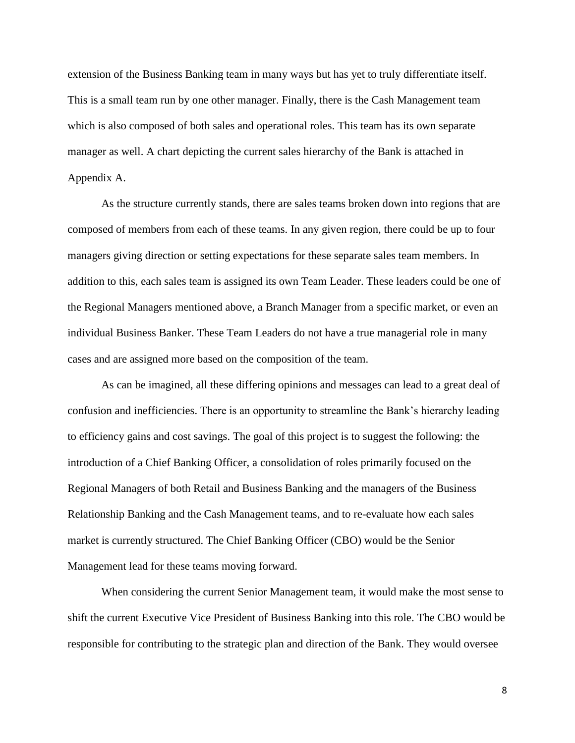extension of the Business Banking team in many ways but has yet to truly differentiate itself. This is a small team run by one other manager. Finally, there is the Cash Management team which is also composed of both sales and operational roles. This team has its own separate manager as well. A chart depicting the current sales hierarchy of the Bank is attached in Appendix A.

As the structure currently stands, there are sales teams broken down into regions that are composed of members from each of these teams. In any given region, there could be up to four managers giving direction or setting expectations for these separate sales team members. In addition to this, each sales team is assigned its own Team Leader. These leaders could be one of the Regional Managers mentioned above, a Branch Manager from a specific market, or even an individual Business Banker. These Team Leaders do not have a true managerial role in many cases and are assigned more based on the composition of the team.

As can be imagined, all these differing opinions and messages can lead to a great deal of confusion and inefficiencies. There is an opportunity to streamline the Bank's hierarchy leading to efficiency gains and cost savings. The goal of this project is to suggest the following: the introduction of a Chief Banking Officer, a consolidation of roles primarily focused on the Regional Managers of both Retail and Business Banking and the managers of the Business Relationship Banking and the Cash Management teams, and to re-evaluate how each sales market is currently structured. The Chief Banking Officer (CBO) would be the Senior Management lead for these teams moving forward.

When considering the current Senior Management team, it would make the most sense to shift the current Executive Vice President of Business Banking into this role. The CBO would be responsible for contributing to the strategic plan and direction of the Bank. They would oversee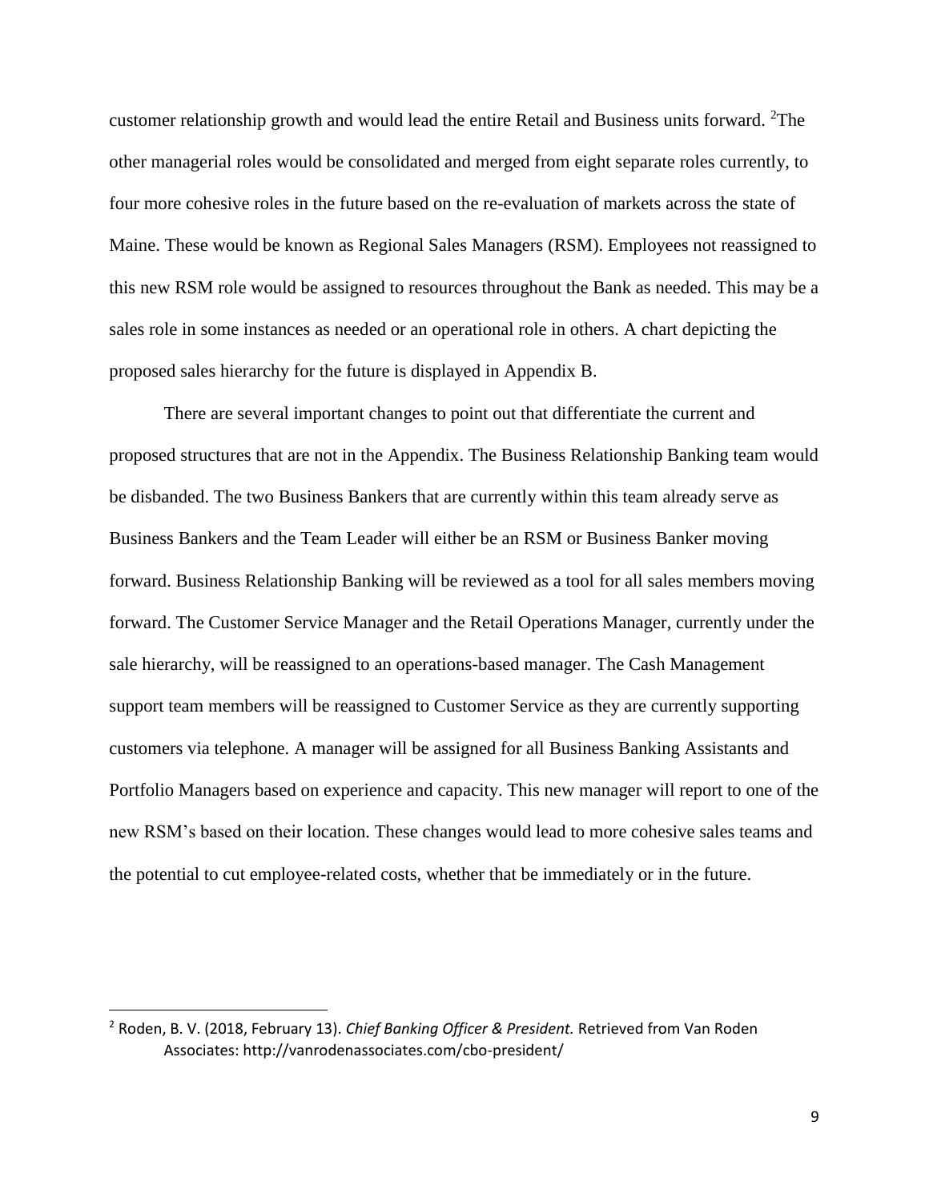customer relationship growth and would lead the entire Retail and Business units forward. [2]The other managerial roles would be consolidated and merged from eight separate roles currently, to four more cohesive roles in the future based on the re-evaluation of markets across the state of Maine. These would be known as Regional Sales Managers (RSM). Employees not reassigned to this new RSM role would be assigned to resources throughout the Bank as needed. This may be a sales role in some instances as needed or an operational role in others. A chart depicting the proposed sales hierarchy for the future is displayed in Appendix B.

There are several important changes to point out that differentiate the current and proposed structures that are not in the Appendix. The Business Relationship Banking team would be disbanded. The two Business Bankers that are currently within this team already serve as Business Bankers and the Team Leader will either be an RSM or Business Banker moving forward. Business Relationship Banking will be reviewed as a tool for all sales members moving forward. The Customer Service Manager and the Retail Operations Manager, currently under the sale hierarchy, will be reassigned to an operations-based manager. The Cash Management support team members will be reassigned to Customer Service as they are currently supporting customers via telephone. A manager will be assigned for all Business Banking Assistants and Portfolio Managers based on experience and capacity. This new manager will report to one of the new RSM's based on their location. These changes would lead to more cohesive sales teams and the potential to cut employee-related costs, whether that be immediately or in the future.

---

[2] Roden, B. V. (2018, February 13). *Chief Banking Officer & President.* Retrieved from Van Roden Associates: http://vanrodenassociates.com/cbo-president/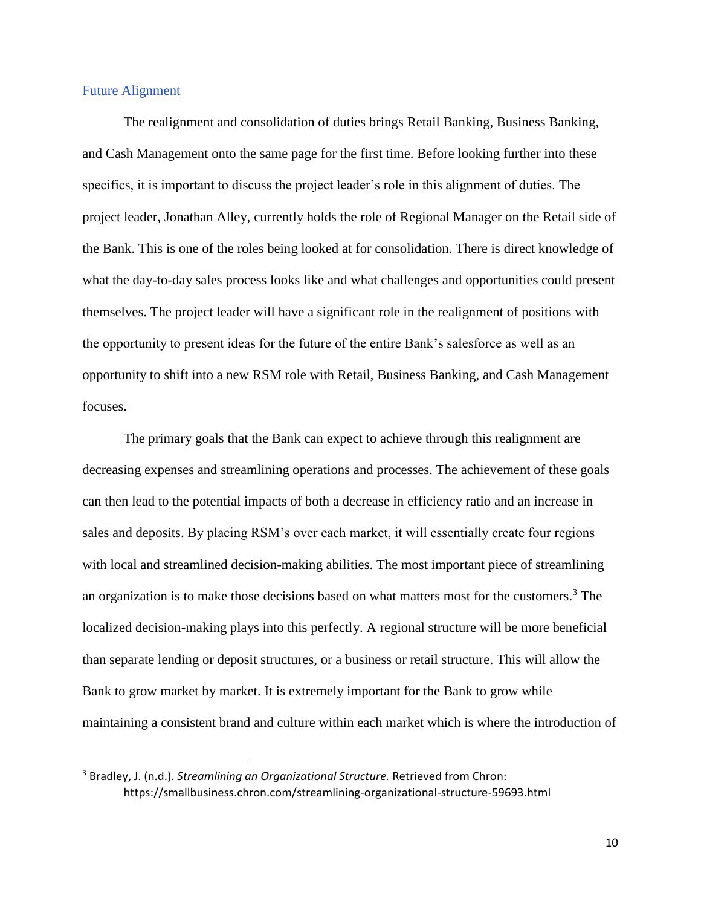## Future Alignment

The realignment and consolidation of duties brings Retail Banking, Business Banking, and Cash Management onto the same page for the first time. Before looking further into these specifics, it is important to discuss the project leader's role in this alignment of duties. The project leader, Jonathan Alley, currently holds the role of Regional Manager on the Retail side of the Bank. This is one of the roles being looked at for consolidation. There is direct knowledge of what the day-to-day sales process looks like and what challenges and opportunities could present themselves. The project leader will have a significant role in the realignment of positions with the opportunity to present ideas for the future of the entire Bank's salesforce as well as an opportunity to shift into a new RSM role with Retail, Business Banking, and Cash Management focuses.

The primary goals that the Bank can expect to achieve through this realignment are decreasing expenses and streamlining operations and processes. The achievement of these goals can then lead to the potential impacts of both a decrease in efficiency ratio and an increase in sales and deposits. By placing RSM's over each market, it will essentially create four regions with local and streamlined decision-making abilities. The most important piece of streamlining an organization is to make those decisions based on what matters most for the customers.[3] The localized decision-making plays into this perfectly. A regional structure will be more beneficial than separate lending or deposit structures, or a business or retail structure. This will allow the Bank to grow market by market. It is extremely important for the Bank to grow while maintaining a consistent brand and culture within each market which is where the introduction of

[3] Bradley, J. (n.d.). *Streamlining an Organizational Structure.* Retrieved from Chron: https://smallbusiness.chron.com/streamlining-organizational-structure-59693.html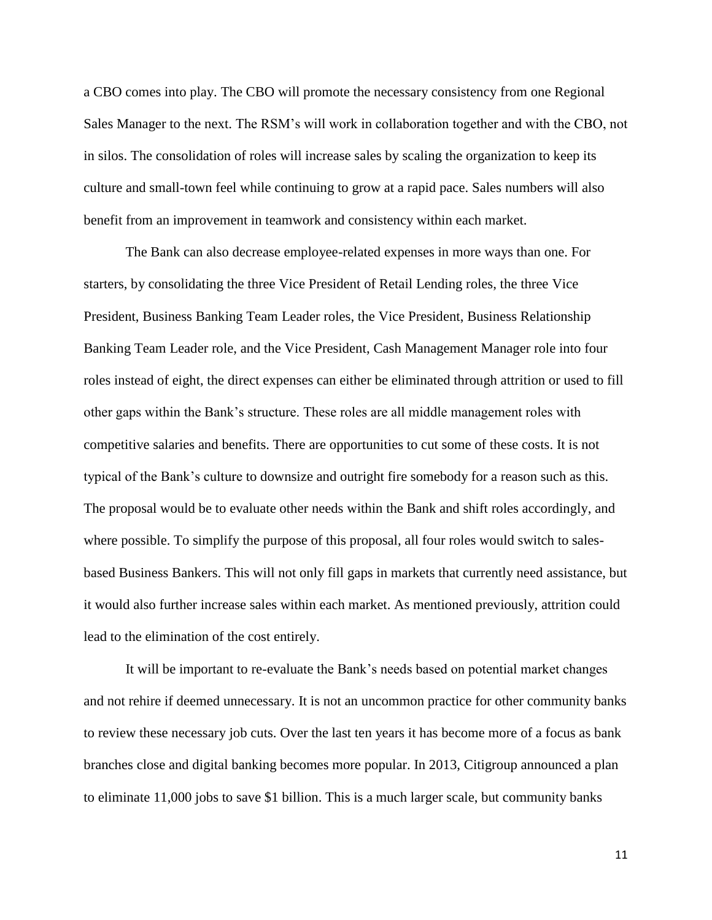a CBO comes into play. The CBO will promote the necessary consistency from one Regional Sales Manager to the next. The RSM's will work in collaboration together and with the CBO, not in silos. The consolidation of roles will increase sales by scaling the organization to keep its culture and small-town feel while continuing to grow at a rapid pace. Sales numbers will also benefit from an improvement in teamwork and consistency within each market.

The Bank can also decrease employee-related expenses in more ways than one. For starters, by consolidating the three Vice President of Retail Lending roles, the three Vice President, Business Banking Team Leader roles, the Vice President, Business Relationship Banking Team Leader role, and the Vice President, Cash Management Manager role into four roles instead of eight, the direct expenses can either be eliminated through attrition or used to fill other gaps within the Bank's structure. These roles are all middle management roles with competitive salaries and benefits. There are opportunities to cut some of these costs. It is not typical of the Bank's culture to downsize and outright fire somebody for a reason such as this. The proposal would be to evaluate other needs within the Bank and shift roles accordingly, and where possible. To simplify the purpose of this proposal, all four roles would switch to sales-based Business Bankers. This will not only fill gaps in markets that currently need assistance, but it would also further increase sales within each market. As mentioned previously, attrition could lead to the elimination of the cost entirely.

It will be important to re-evaluate the Bank's needs based on potential market changes and not rehire if deemed unnecessary. It is not an uncommon practice for other community banks to review these necessary job cuts. Over the last ten years it has become more of a focus as bank branches close and digital banking becomes more popular. In 2013, Citigroup announced a plan to eliminate 11,000 jobs to save $1 billion. This is a much larger scale, but community banks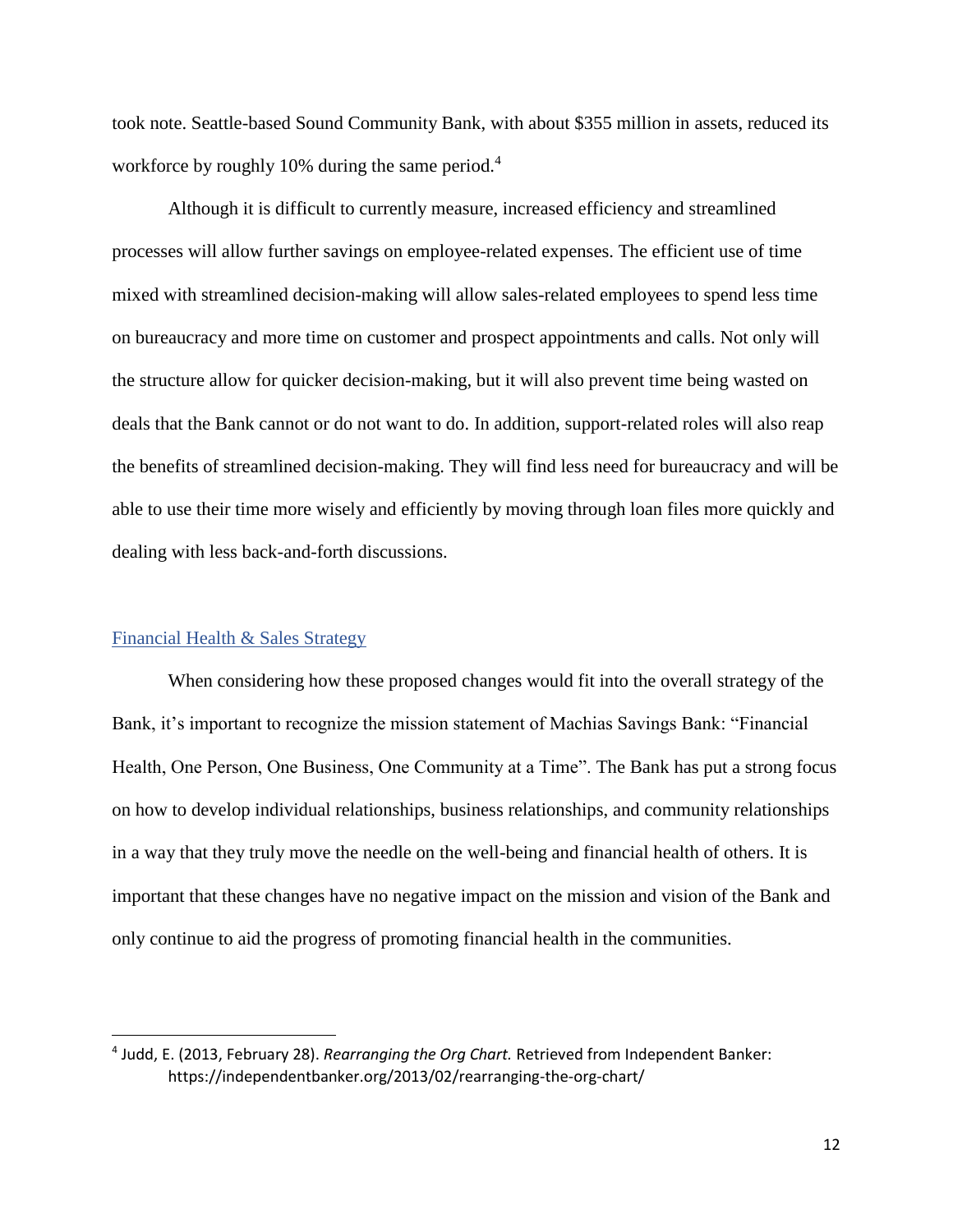took note. Seattle-based Sound Community Bank, with about $355 million in assets, reduced its workforce by roughly 10% during the same period.[4]

Although it is difficult to currently measure, increased efficiency and streamlined processes will allow further savings on employee-related expenses. The efficient use of time mixed with streamlined decision-making will allow sales-related employees to spend less time on bureaucracy and more time on customer and prospect appointments and calls. Not only will the structure allow for quicker decision-making, but it will also prevent time being wasted on deals that the Bank cannot or do not want to do. In addition, support-related roles will also reap the benefits of streamlined decision-making. They will find less need for bureaucracy and will be able to use their time more wisely and efficiently by moving through loan files more quickly and dealing with less back-and-forth discussions.

## Financial Health & Sales Strategy

When considering how these proposed changes would fit into the overall strategy of the Bank, it's important to recognize the mission statement of Machias Savings Bank: "Financial Health, One Person, One Business, One Community at a Time". The Bank has put a strong focus on how to develop individual relationships, business relationships, and community relationships in a way that they truly move the needle on the well-being and financial health of others. It is important that these changes have no negative impact on the mission and vision of the Bank and only continue to aid the progress of promoting financial health in the communities.

---

[4] Judd, E. (2013, February 28). *Rearranging the Org Chart.* Retrieved from Independent Banker: https://independentbanker.org/2013/02/rearranging-the-org-chart/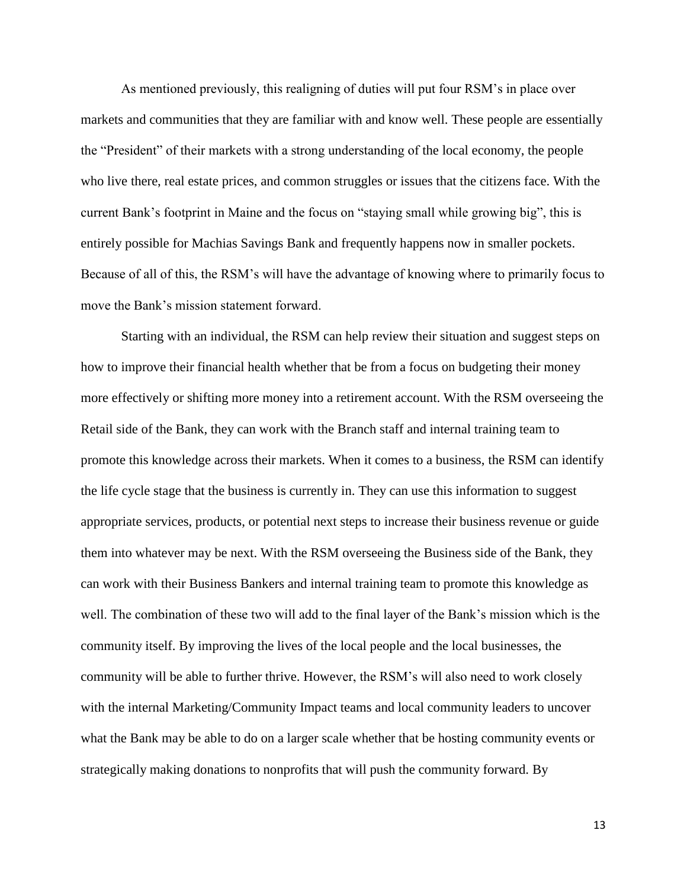As mentioned previously, this realigning of duties will put four RSM's in place over markets and communities that they are familiar with and know well. These people are essentially the "President" of their markets with a strong understanding of the local economy, the people who live there, real estate prices, and common struggles or issues that the citizens face. With the current Bank's footprint in Maine and the focus on "staying small while growing big", this is entirely possible for Machias Savings Bank and frequently happens now in smaller pockets. Because of all of this, the RSM's will have the advantage of knowing where to primarily focus to move the Bank's mission statement forward.

Starting with an individual, the RSM can help review their situation and suggest steps on how to improve their financial health whether that be from a focus on budgeting their money more effectively or shifting more money into a retirement account. With the RSM overseeing the Retail side of the Bank, they can work with the Branch staff and internal training team to promote this knowledge across their markets. When it comes to a business, the RSM can identify the life cycle stage that the business is currently in. They can use this information to suggest appropriate services, products, or potential next steps to increase their business revenue or guide them into whatever may be next. With the RSM overseeing the Business side of the Bank, they can work with their Business Bankers and internal training team to promote this knowledge as well. The combination of these two will add to the final layer of the Bank's mission which is the community itself. By improving the lives of the local people and the local businesses, the community will be able to further thrive. However, the RSM's will also need to work closely with the internal Marketing/Community Impact teams and local community leaders to uncover what the Bank may be able to do on a larger scale whether that be hosting community events or strategically making donations to nonprofits that will push the community forward. By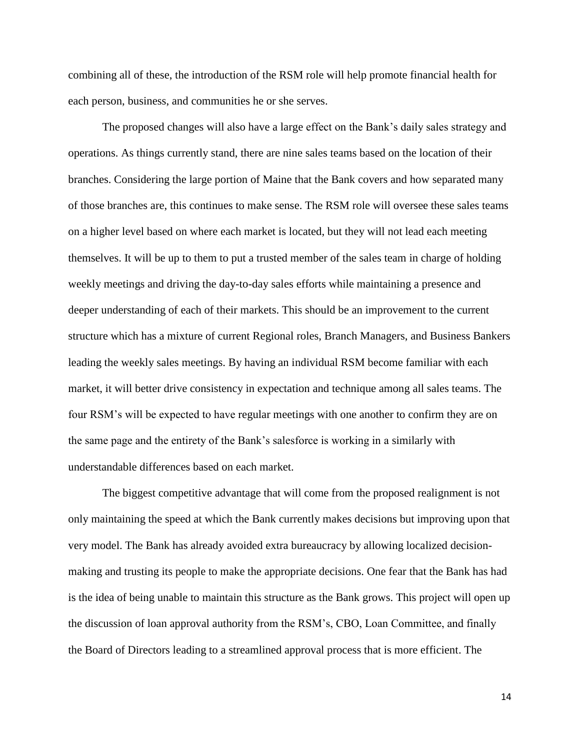combining all of these, the introduction of the RSM role will help promote financial health for each person, business, and communities he or she serves.

The proposed changes will also have a large effect on the Bank's daily sales strategy and operations. As things currently stand, there are nine sales teams based on the location of their branches. Considering the large portion of Maine that the Bank covers and how separated many of those branches are, this continues to make sense. The RSM role will oversee these sales teams on a higher level based on where each market is located, but they will not lead each meeting themselves. It will be up to them to put a trusted member of the sales team in charge of holding weekly meetings and driving the day-to-day sales efforts while maintaining a presence and deeper understanding of each of their markets. This should be an improvement to the current structure which has a mixture of current Regional roles, Branch Managers, and Business Bankers leading the weekly sales meetings. By having an individual RSM become familiar with each market, it will better drive consistency in expectation and technique among all sales teams. The four RSM's will be expected to have regular meetings with one another to confirm they are on the same page and the entirety of the Bank's salesforce is working in a similarly with understandable differences based on each market.

The biggest competitive advantage that will come from the proposed realignment is not only maintaining the speed at which the Bank currently makes decisions but improving upon that very model. The Bank has already avoided extra bureaucracy by allowing localized decision-making and trusting its people to make the appropriate decisions. One fear that the Bank has had is the idea of being unable to maintain this structure as the Bank grows. This project will open up the discussion of loan approval authority from the RSM's, CBO, Loan Committee, and finally the Board of Directors leading to a streamlined approval process that is more efficient. The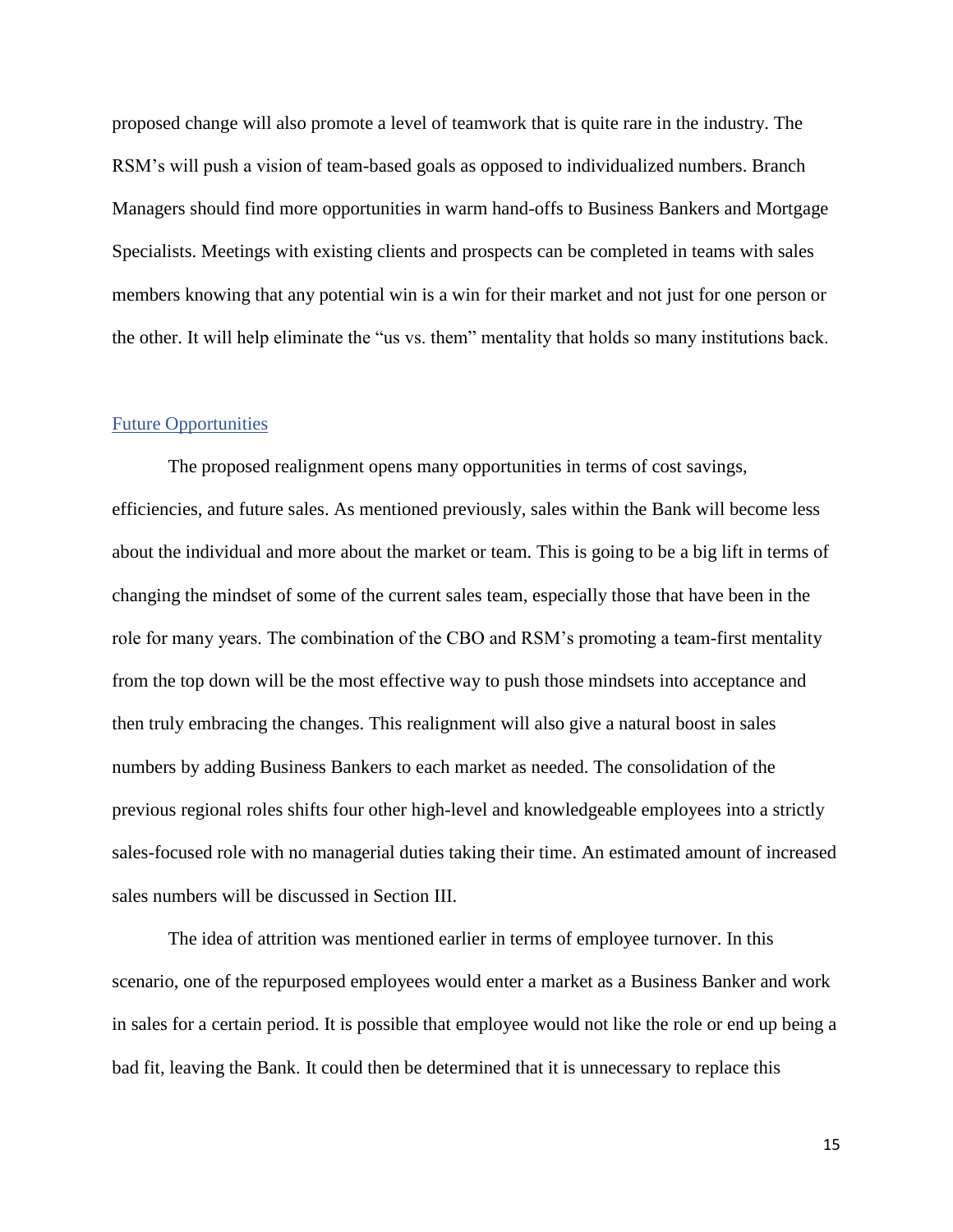proposed change will also promote a level of teamwork that is quite rare in the industry. The RSM's will push a vision of team-based goals as opposed to individualized numbers. Branch Managers should find more opportunities in warm hand-offs to Business Bankers and Mortgage Specialists. Meetings with existing clients and prospects can be completed in teams with sales members knowing that any potential win is a win for their market and not just for one person or the other. It will help eliminate the "us vs. them" mentality that holds so many institutions back.

## Future Opportunities

The proposed realignment opens many opportunities in terms of cost savings, efficiencies, and future sales. As mentioned previously, sales within the Bank will become less about the individual and more about the market or team. This is going to be a big lift in terms of changing the mindset of some of the current sales team, especially those that have been in the role for many years. The combination of the CBO and RSM's promoting a team-first mentality from the top down will be the most effective way to push those mindsets into acceptance and then truly embracing the changes. This realignment will also give a natural boost in sales numbers by adding Business Bankers to each market as needed. The consolidation of the previous regional roles shifts four other high-level and knowledgeable employees into a strictly sales-focused role with no managerial duties taking their time. An estimated amount of increased sales numbers will be discussed in Section III.

The idea of attrition was mentioned earlier in terms of employee turnover. In this scenario, one of the repurposed employees would enter a market as a Business Banker and work in sales for a certain period. It is possible that employee would not like the role or end up being a bad fit, leaving the Bank. It could then be determined that it is unnecessary to replace this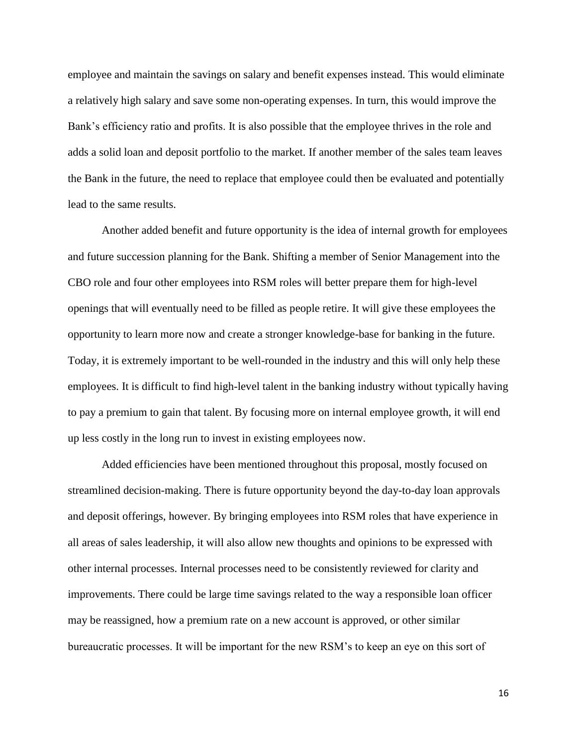employee and maintain the savings on salary and benefit expenses instead. This would eliminate a relatively high salary and save some non-operating expenses. In turn, this would improve the Bank's efficiency ratio and profits. It is also possible that the employee thrives in the role and adds a solid loan and deposit portfolio to the market. If another member of the sales team leaves the Bank in the future, the need to replace that employee could then be evaluated and potentially lead to the same results.

Another added benefit and future opportunity is the idea of internal growth for employees and future succession planning for the Bank. Shifting a member of Senior Management into the CBO role and four other employees into RSM roles will better prepare them for high-level openings that will eventually need to be filled as people retire. It will give these employees the opportunity to learn more now and create a stronger knowledge-base for banking in the future. Today, it is extremely important to be well-rounded in the industry and this will only help these employees. It is difficult to find high-level talent in the banking industry without typically having to pay a premium to gain that talent. By focusing more on internal employee growth, it will end up less costly in the long run to invest in existing employees now.

Added efficiencies have been mentioned throughout this proposal, mostly focused on streamlined decision-making. There is future opportunity beyond the day-to-day loan approvals and deposit offerings, however. By bringing employees into RSM roles that have experience in all areas of sales leadership, it will also allow new thoughts and opinions to be expressed with other internal processes. Internal processes need to be consistently reviewed for clarity and improvements. There could be large time savings related to the way a responsible loan officer may be reassigned, how a premium rate on a new account is approved, or other similar bureaucratic processes. It will be important for the new RSM's to keep an eye on this sort of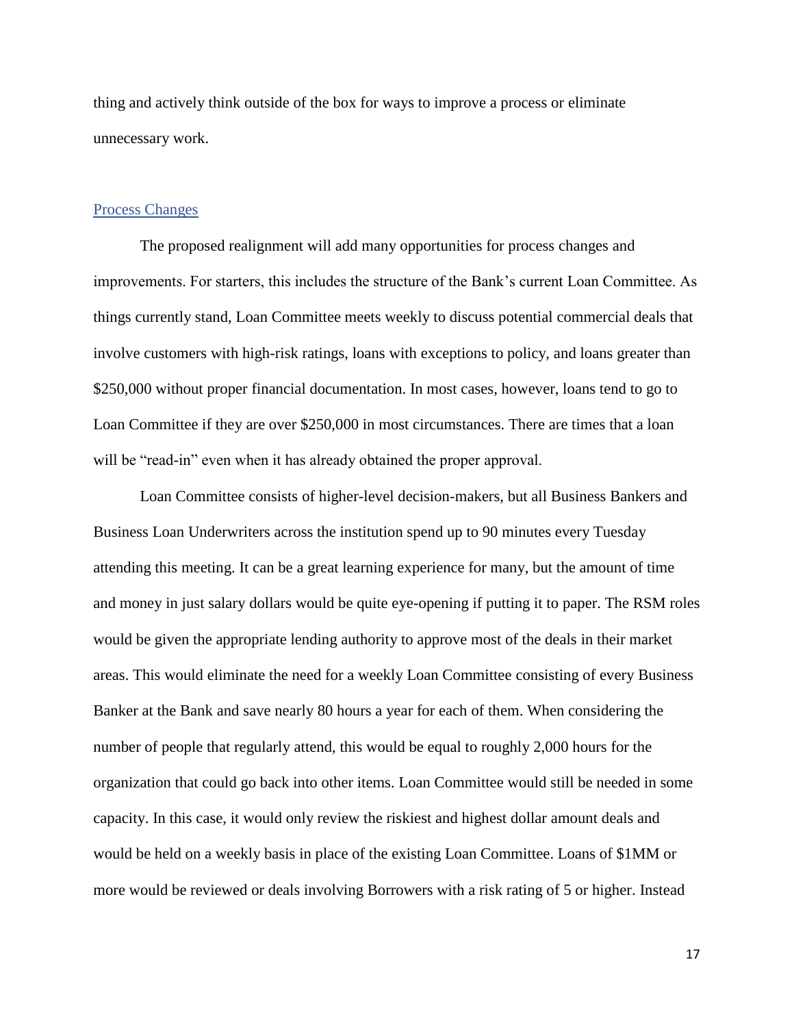thing and actively think outside of the box for ways to improve a process or eliminate unnecessary work.

## Process Changes

The proposed realignment will add many opportunities for process changes and improvements. For starters, this includes the structure of the Bank's current Loan Committee. As things currently stand, Loan Committee meets weekly to discuss potential commercial deals that involve customers with high-risk ratings, loans with exceptions to policy, and loans greater than $250,000 without proper financial documentation. In most cases, however, loans tend to go to Loan Committee if they are over $250,000 in most circumstances. There are times that a loan will be "read-in" even when it has already obtained the proper approval.

Loan Committee consists of higher-level decision-makers, but all Business Bankers and Business Loan Underwriters across the institution spend up to 90 minutes every Tuesday attending this meeting. It can be a great learning experience for many, but the amount of time and money in just salary dollars would be quite eye-opening if putting it to paper. The RSM roles would be given the appropriate lending authority to approve most of the deals in their market areas. This would eliminate the need for a weekly Loan Committee consisting of every Business Banker at the Bank and save nearly 80 hours a year for each of them. When considering the number of people that regularly attend, this would be equal to roughly 2,000 hours for the organization that could go back into other items. Loan Committee would still be needed in some capacity. In this case, it would only review the riskiest and highest dollar amount deals and would be held on a weekly basis in place of the existing Loan Committee. Loans of $1MM or more would be reviewed or deals involving Borrowers with a risk rating of 5 or higher. Instead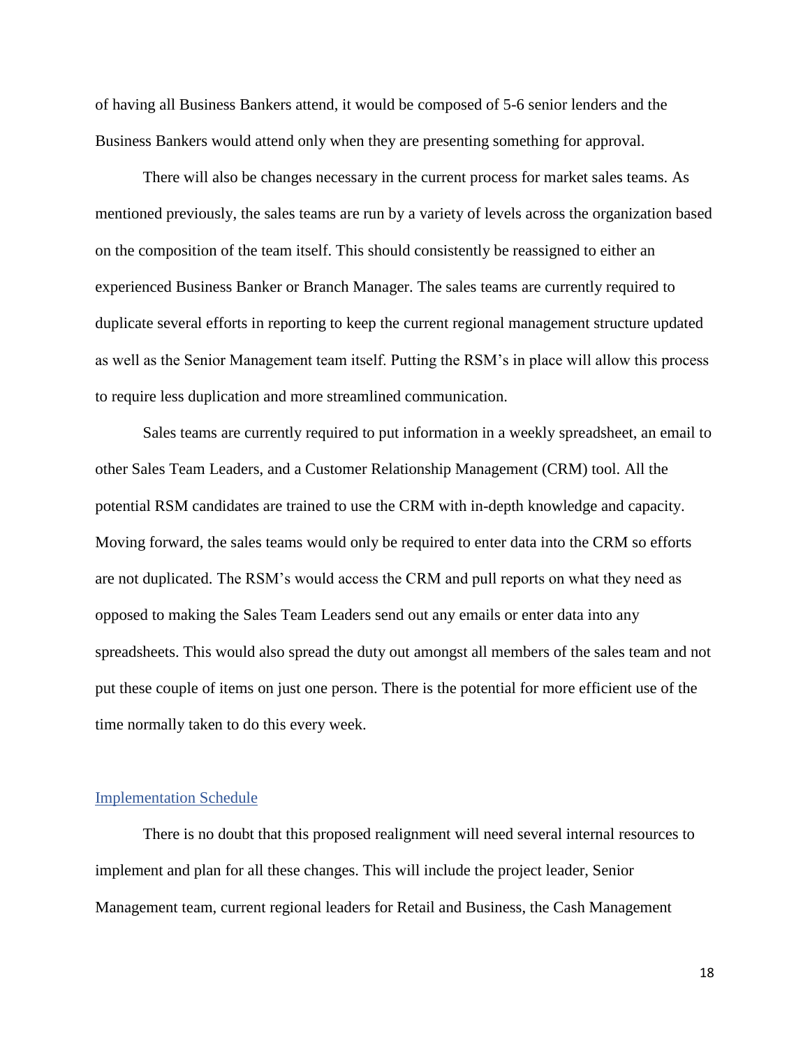of having all Business Bankers attend, it would be composed of 5-6 senior lenders and the Business Bankers would attend only when they are presenting something for approval.

There will also be changes necessary in the current process for market sales teams. As mentioned previously, the sales teams are run by a variety of levels across the organization based on the composition of the team itself. This should consistently be reassigned to either an experienced Business Banker or Branch Manager. The sales teams are currently required to duplicate several efforts in reporting to keep the current regional management structure updated as well as the Senior Management team itself. Putting the RSM's in place will allow this process to require less duplication and more streamlined communication.

Sales teams are currently required to put information in a weekly spreadsheet, an email to other Sales Team Leaders, and a Customer Relationship Management (CRM) tool. All the potential RSM candidates are trained to use the CRM with in-depth knowledge and capacity. Moving forward, the sales teams would only be required to enter data into the CRM so efforts are not duplicated. The RSM's would access the CRM and pull reports on what they need as opposed to making the Sales Team Leaders send out any emails or enter data into any spreadsheets. This would also spread the duty out amongst all members of the sales team and not put these couple of items on just one person. There is the potential for more efficient use of the time normally taken to do this every week.

## Implementation Schedule

There is no doubt that this proposed realignment will need several internal resources to implement and plan for all these changes. This will include the project leader, Senior Management team, current regional leaders for Retail and Business, the Cash Management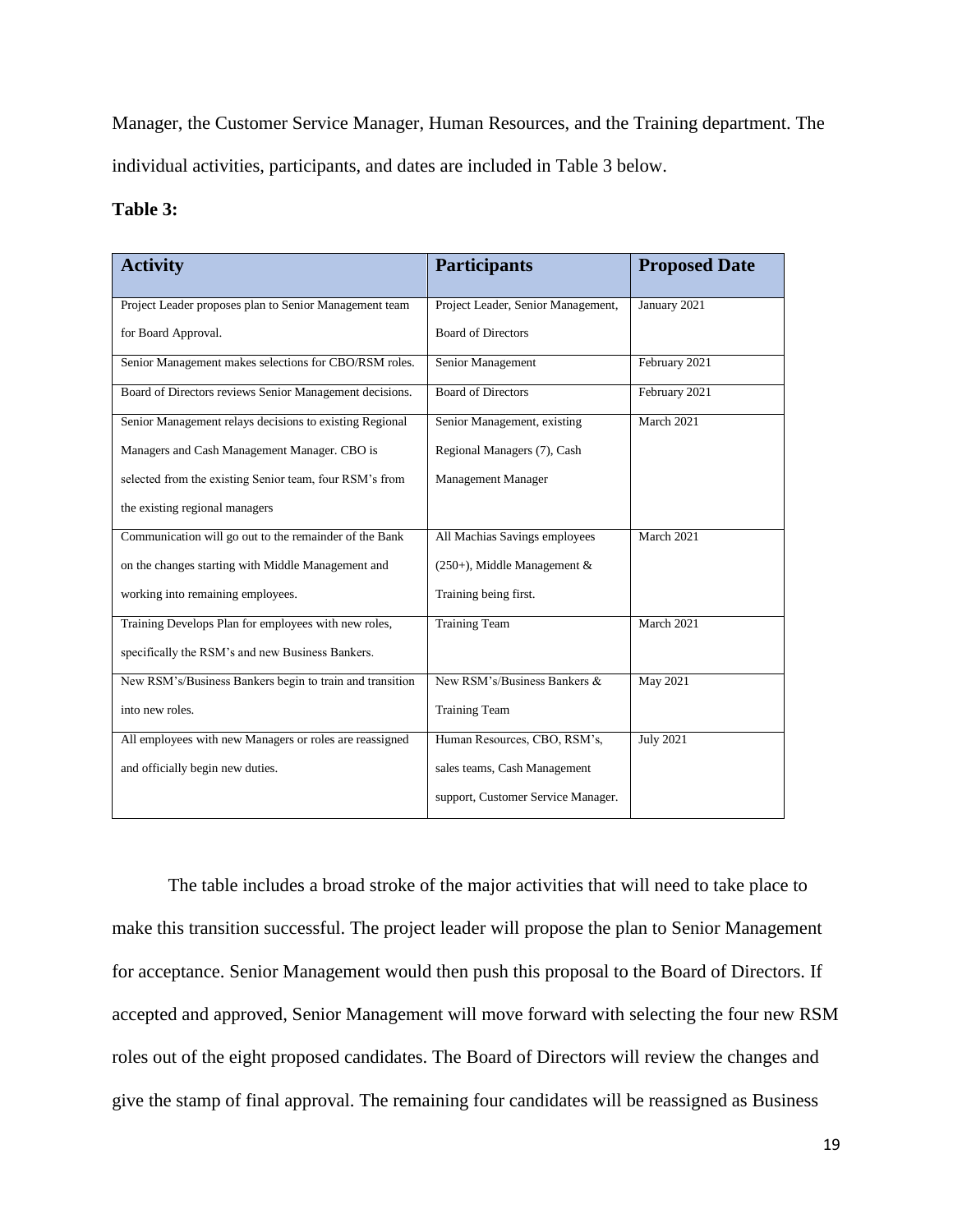Manager, the Customer Service Manager, Human Resources, and the Training department. The individual activities, participants, and dates are included in Table 3 below.

**Table 3:**

| Activity | Participants | Proposed Date |
|---|---|---|
| Project Leader proposes plan to Senior Management team for Board Approval. | Project Leader, Senior Management, Board of Directors | January 2021 |
| Senior Management makes selections for CBO/RSM roles. | Senior Management | February 2021 |
| Board of Directors reviews Senior Management decisions. | Board of Directors | February 2021 |
| Senior Management relays decisions to existing Regional Managers and Cash Management Manager. CBO is selected from the existing Senior team, four RSM's from the existing regional managers | Senior Management, existing Regional Managers (7), Cash Management Manager | March 2021 |
| Communication will go out to the remainder of the Bank on the changes starting with Middle Management and working into remaining employees. | All Machias Savings employees (250+), Middle Management & Training being first. | March 2021 |
| Training Develops Plan for employees with new roles, specifically the RSM's and new Business Bankers. | Training Team | March 2021 |
| New RSM's/Business Bankers begin to train and transition into new roles. | New RSM's/Business Bankers & Training Team | May 2021 |
| All employees with new Managers or roles are reassigned and officially begin new duties. | Human Resources, CBO, RSM's, sales teams, Cash Management support, Customer Service Manager. | July 2021 |

The table includes a broad stroke of the major activities that will need to take place to make this transition successful. The project leader will propose the plan to Senior Management for acceptance. Senior Management would then push this proposal to the Board of Directors. If accepted and approved, Senior Management will move forward with selecting the four new RSM roles out of the eight proposed candidates. The Board of Directors will review the changes and give the stamp of final approval. The remaining four candidates will be reassigned as Business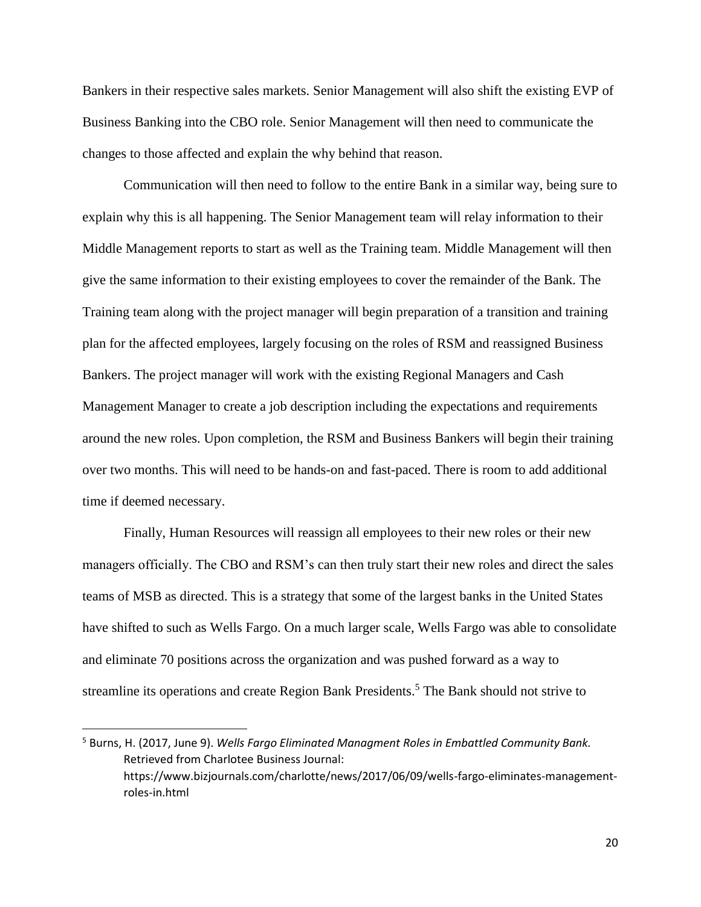Bankers in their respective sales markets. Senior Management will also shift the existing EVP of Business Banking into the CBO role. Senior Management will then need to communicate the changes to those affected and explain the why behind that reason.

Communication will then need to follow to the entire Bank in a similar way, being sure to explain why this is all happening. The Senior Management team will relay information to their Middle Management reports to start as well as the Training team. Middle Management will then give the same information to their existing employees to cover the remainder of the Bank. The Training team along with the project manager will begin preparation of a transition and training plan for the affected employees, largely focusing on the roles of RSM and reassigned Business Bankers. The project manager will work with the existing Regional Managers and Cash Management Manager to create a job description including the expectations and requirements around the new roles. Upon completion, the RSM and Business Bankers will begin their training over two months. This will need to be hands-on and fast-paced. There is room to add additional time if deemed necessary.

Finally, Human Resources will reassign all employees to their new roles or their new managers officially. The CBO and RSM's can then truly start their new roles and direct the sales teams of MSB as directed. This is a strategy that some of the largest banks in the United States have shifted to such as Wells Fargo. On a much larger scale, Wells Fargo was able to consolidate and eliminate 70 positions across the organization and was pushed forward as a way to streamline its operations and create Region Bank Presidents.[5] The Bank should not strive to

---

[5] Burns, H. (2017, June 9). *Wells Fargo Eliminated Managment Roles in Embattled Community Bank.* Retrieved from Charlotee Business Journal: https://www.bizjournals.com/charlotte/news/2017/06/09/wells-fargo-eliminates-management-roles-in.html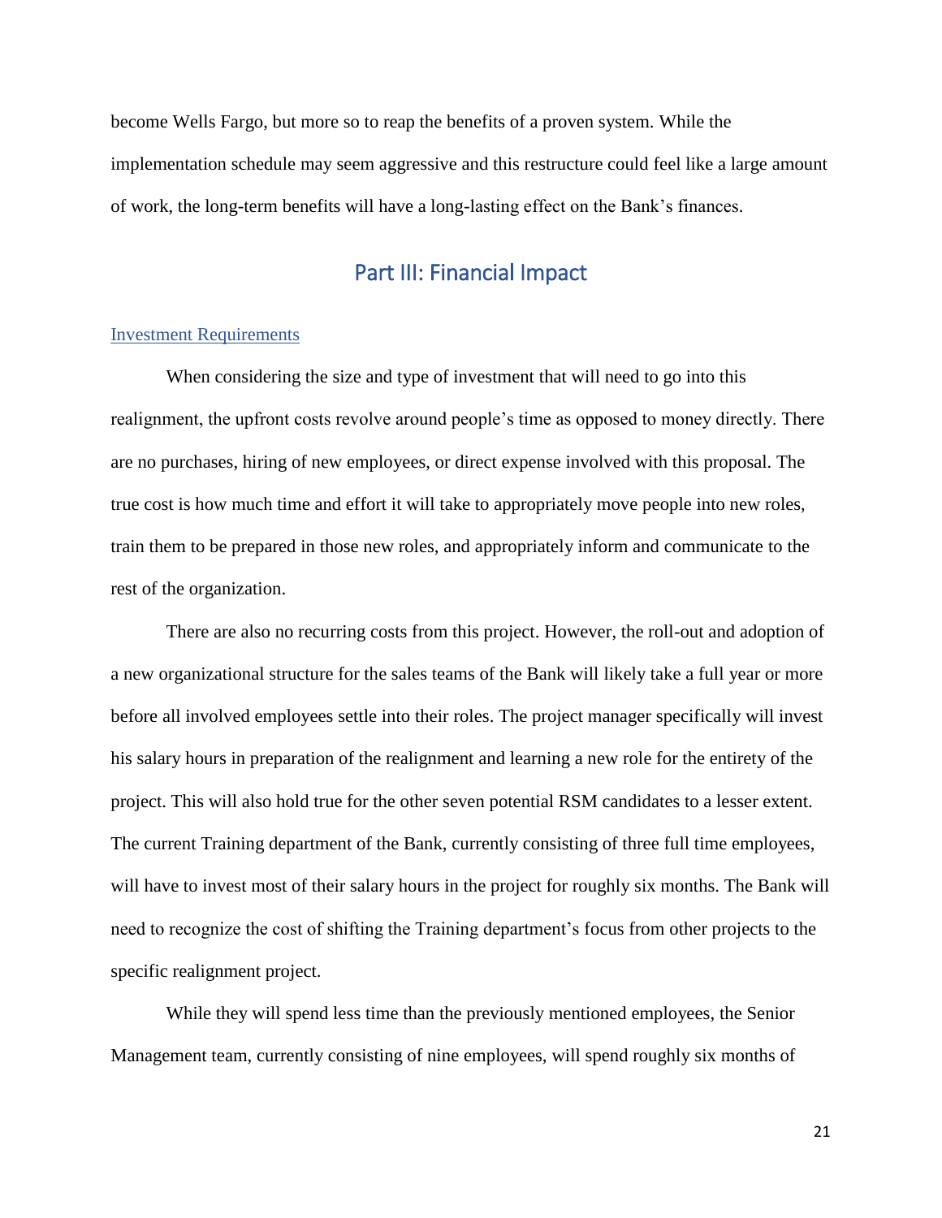become Wells Fargo, but more so to reap the benefits of a proven system. While the implementation schedule may seem aggressive and this restructure could feel like a large amount of work, the long-term benefits will have a long-lasting effect on the Bank's finances.

## Part III: Financial Impact

### Investment Requirements

When considering the size and type of investment that will need to go into this realignment, the upfront costs revolve around people's time as opposed to money directly. There are no purchases, hiring of new employees, or direct expense involved with this proposal. The true cost is how much time and effort it will take to appropriately move people into new roles, train them to be prepared in those new roles, and appropriately inform and communicate to the rest of the organization.

There are also no recurring costs from this project. However, the roll-out and adoption of a new organizational structure for the sales teams of the Bank will likely take a full year or more before all involved employees settle into their roles. The project manager specifically will invest his salary hours in preparation of the realignment and learning a new role for the entirety of the project. This will also hold true for the other seven potential RSM candidates to a lesser extent. The current Training department of the Bank, currently consisting of three full time employees, will have to invest most of their salary hours in the project for roughly six months. The Bank will need to recognize the cost of shifting the Training department's focus from other projects to the specific realignment project.

While they will spend less time than the previously mentioned employees, the Senior Management team, currently consisting of nine employees, will spend roughly six months of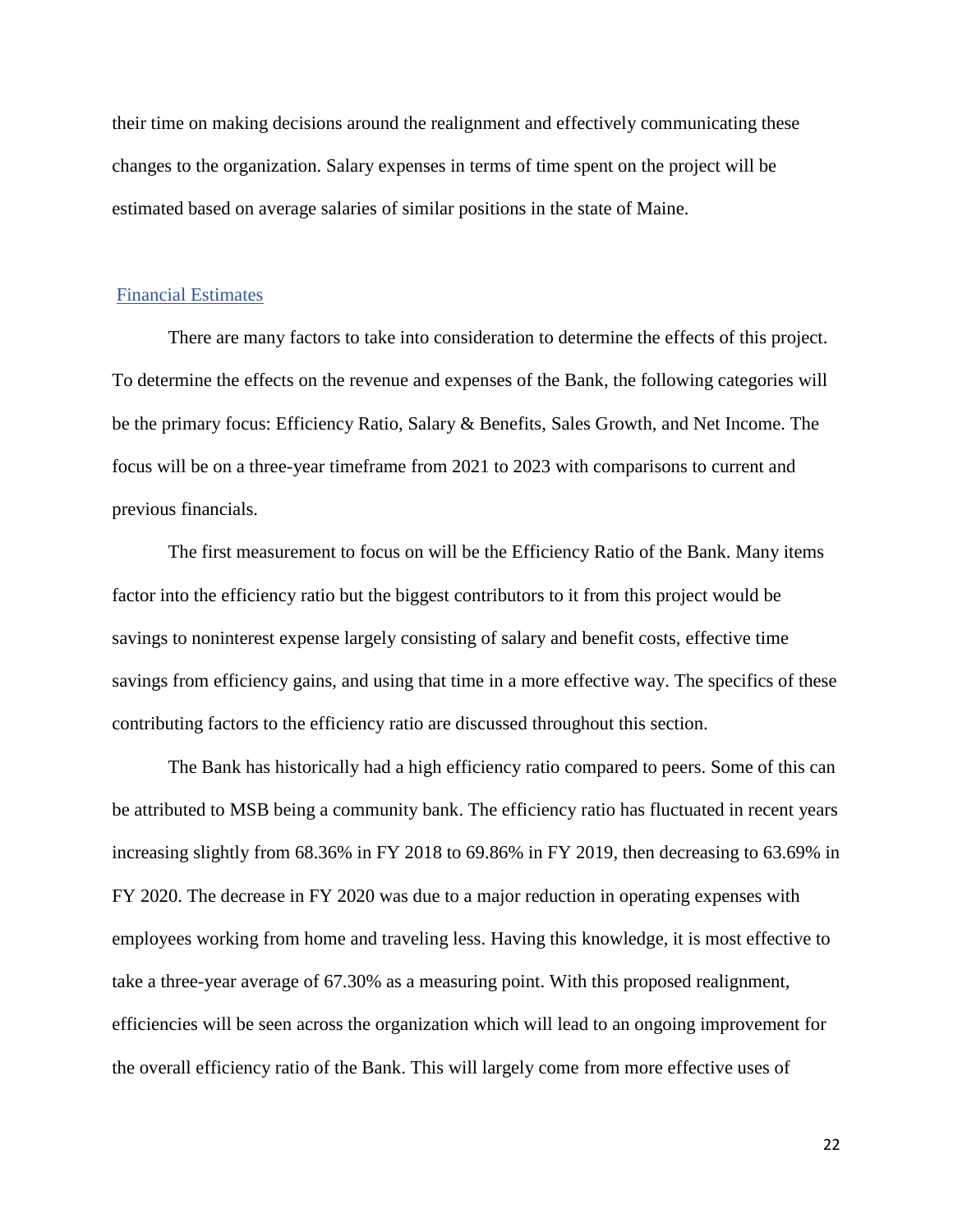their time on making decisions around the realignment and effectively communicating these changes to the organization. Salary expenses in terms of time spent on the project will be estimated based on average salaries of similar positions in the state of Maine.

## Financial Estimates

There are many factors to take into consideration to determine the effects of this project. To determine the effects on the revenue and expenses of the Bank, the following categories will be the primary focus: Efficiency Ratio, Salary & Benefits, Sales Growth, and Net Income. The focus will be on a three-year timeframe from 2021 to 2023 with comparisons to current and previous financials.

The first measurement to focus on will be the Efficiency Ratio of the Bank. Many items factor into the efficiency ratio but the biggest contributors to it from this project would be savings to noninterest expense largely consisting of salary and benefit costs, effective time savings from efficiency gains, and using that time in a more effective way. The specifics of these contributing factors to the efficiency ratio are discussed throughout this section.

The Bank has historically had a high efficiency ratio compared to peers. Some of this can be attributed to MSB being a community bank. The efficiency ratio has fluctuated in recent years increasing slightly from 68.36% in FY 2018 to 69.86% in FY 2019, then decreasing to 63.69% in FY 2020. The decrease in FY 2020 was due to a major reduction in operating expenses with employees working from home and traveling less. Having this knowledge, it is most effective to take a three-year average of 67.30% as a measuring point. With this proposed realignment, efficiencies will be seen across the organization which will lead to an ongoing improvement for the overall efficiency ratio of the Bank. This will largely come from more effective uses of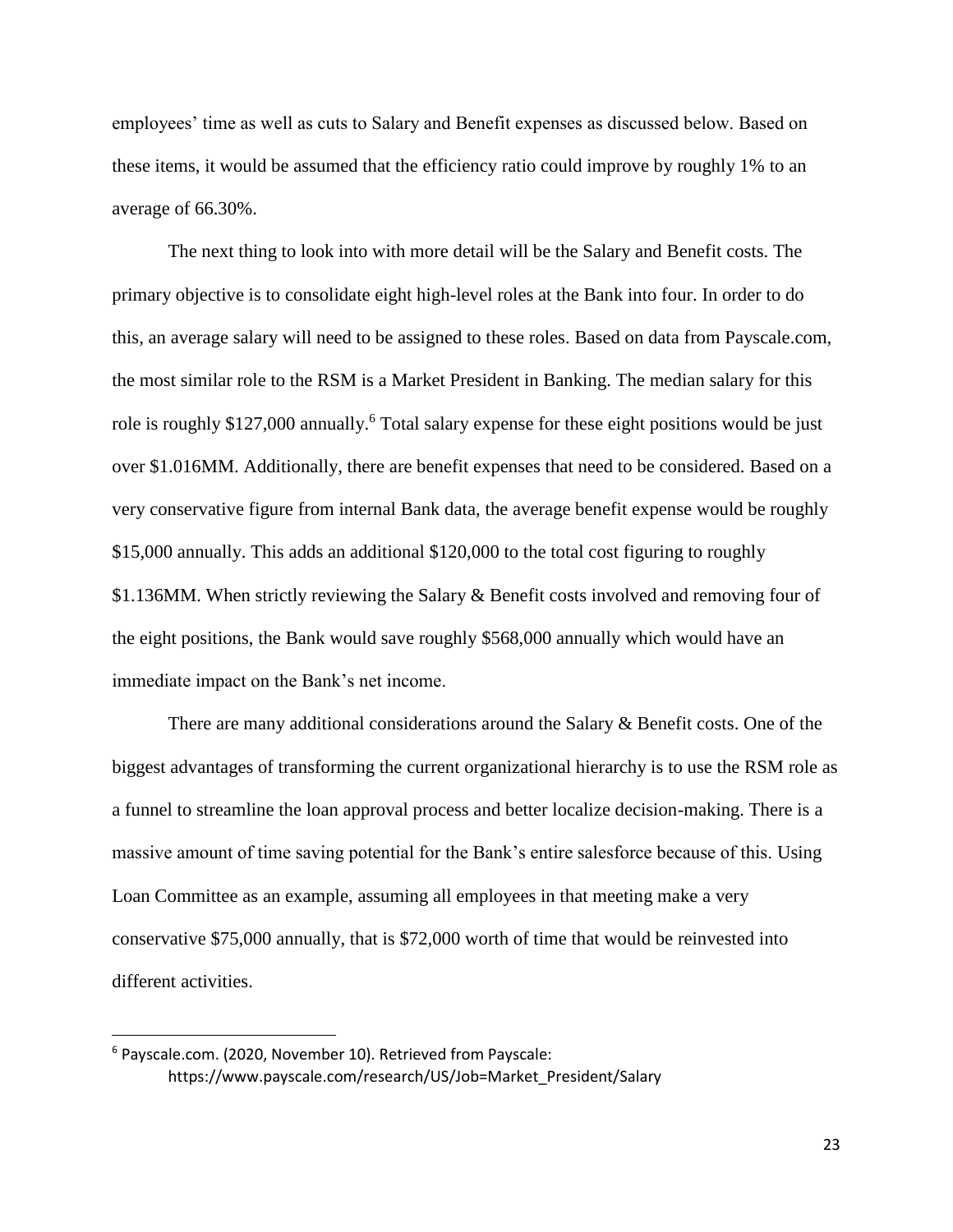employees' time as well as cuts to Salary and Benefit expenses as discussed below. Based on these items, it would be assumed that the efficiency ratio could improve by roughly 1% to an average of 66.30%.

The next thing to look into with more detail will be the Salary and Benefit costs. The primary objective is to consolidate eight high-level roles at the Bank into four. In order to do this, an average salary will need to be assigned to these roles. Based on data from Payscale.com, the most similar role to the RSM is a Market President in Banking. The median salary for this role is roughly $127,000 annually.[6] Total salary expense for these eight positions would be just over $1.016MM. Additionally, there are benefit expenses that need to be considered. Based on a very conservative figure from internal Bank data, the average benefit expense would be roughly $15,000 annually. This adds an additional $120,000 to the total cost figuring to roughly $1.136MM. When strictly reviewing the Salary & Benefit costs involved and removing four of the eight positions, the Bank would save roughly $568,000 annually which would have an immediate impact on the Bank's net income.

There are many additional considerations around the Salary & Benefit costs. One of the biggest advantages of transforming the current organizational hierarchy is to use the RSM role as a funnel to streamline the loan approval process and better localize decision-making. There is a massive amount of time saving potential for the Bank's entire salesforce because of this. Using Loan Committee as an example, assuming all employees in that meeting make a very conservative $75,000 annually, that is $72,000 worth of time that would be reinvested into different activities.

---

[6] Payscale.com. (2020, November 10). Retrieved from Payscale: https://www.payscale.com/research/US/Job=Market_President/Salary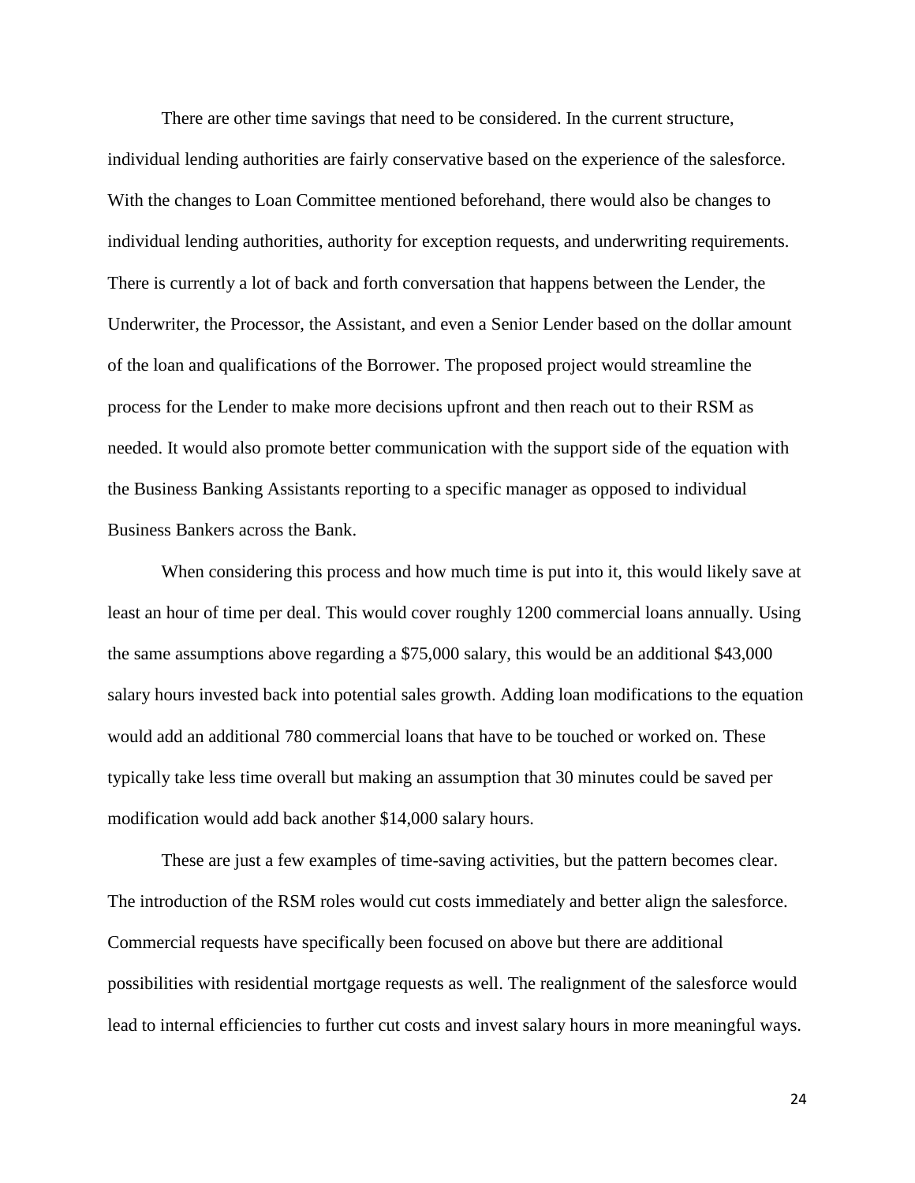There are other time savings that need to be considered. In the current structure, individual lending authorities are fairly conservative based on the experience of the salesforce. With the changes to Loan Committee mentioned beforehand, there would also be changes to individual lending authorities, authority for exception requests, and underwriting requirements. There is currently a lot of back and forth conversation that happens between the Lender, the Underwriter, the Processor, the Assistant, and even a Senior Lender based on the dollar amount of the loan and qualifications of the Borrower. The proposed project would streamline the process for the Lender to make more decisions upfront and then reach out to their RSM as needed. It would also promote better communication with the support side of the equation with the Business Banking Assistants reporting to a specific manager as opposed to individual Business Bankers across the Bank.

When considering this process and how much time is put into it, this would likely save at least an hour of time per deal. This would cover roughly 1200 commercial loans annually. Using the same assumptions above regarding a $75,000 salary, this would be an additional $43,000 salary hours invested back into potential sales growth. Adding loan modifications to the equation would add an additional 780 commercial loans that have to be touched or worked on. These typically take less time overall but making an assumption that 30 minutes could be saved per modification would add back another $14,000 salary hours.

These are just a few examples of time-saving activities, but the pattern becomes clear. The introduction of the RSM roles would cut costs immediately and better align the salesforce. Commercial requests have specifically been focused on above but there are additional possibilities with residential mortgage requests as well. The realignment of the salesforce would lead to internal efficiencies to further cut costs and invest salary hours in more meaningful ways.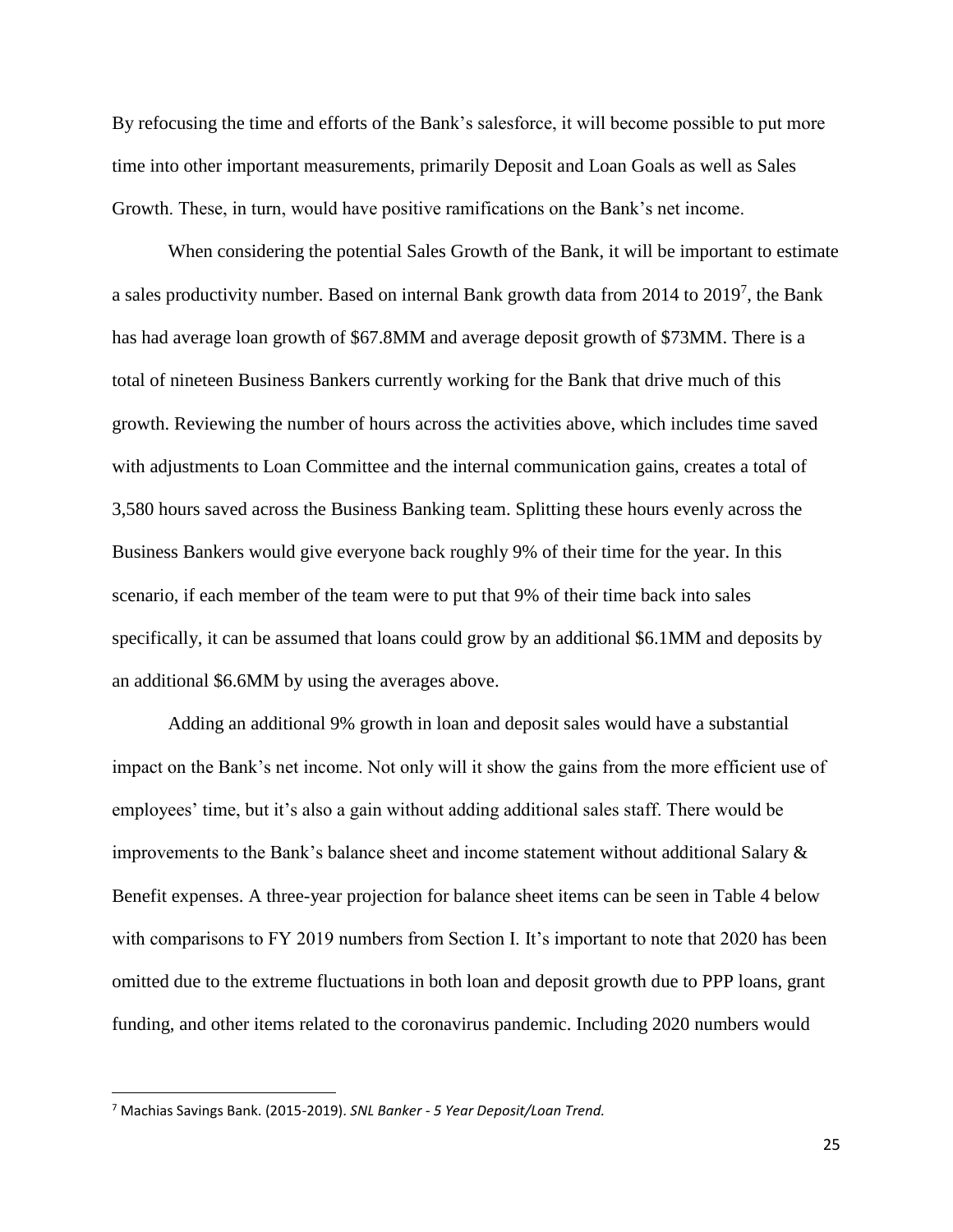By refocusing the time and efforts of the Bank's salesforce, it will become possible to put more time into other important measurements, primarily Deposit and Loan Goals as well as Sales Growth. These, in turn, would have positive ramifications on the Bank's net income.

When considering the potential Sales Growth of the Bank, it will be important to estimate a sales productivity number. Based on internal Bank growth data from 2014 to 2019[7], the Bank has had average loan growth of $67.8MM and average deposit growth of $73MM. There is a total of nineteen Business Bankers currently working for the Bank that drive much of this growth. Reviewing the number of hours across the activities above, which includes time saved with adjustments to Loan Committee and the internal communication gains, creates a total of 3,580 hours saved across the Business Banking team. Splitting these hours evenly across the Business Bankers would give everyone back roughly 9% of their time for the year. In this scenario, if each member of the team were to put that 9% of their time back into sales specifically, it can be assumed that loans could grow by an additional $6.1MM and deposits by an additional $6.6MM by using the averages above.

Adding an additional 9% growth in loan and deposit sales would have a substantial impact on the Bank's net income. Not only will it show the gains from the more efficient use of employees' time, but it's also a gain without adding additional sales staff. There would be improvements to the Bank's balance sheet and income statement without additional Salary & Benefit expenses. A three-year projection for balance sheet items can be seen in Table 4 below with comparisons to FY 2019 numbers from Section I. It's important to note that 2020 has been omitted due to the extreme fluctuations in both loan and deposit growth due to PPP loans, grant funding, and other items related to the coronavirus pandemic. Including 2020 numbers would

---

[7] Machias Savings Bank. (2015-2019). *SNL Banker - 5 Year Deposit/Loan Trend.*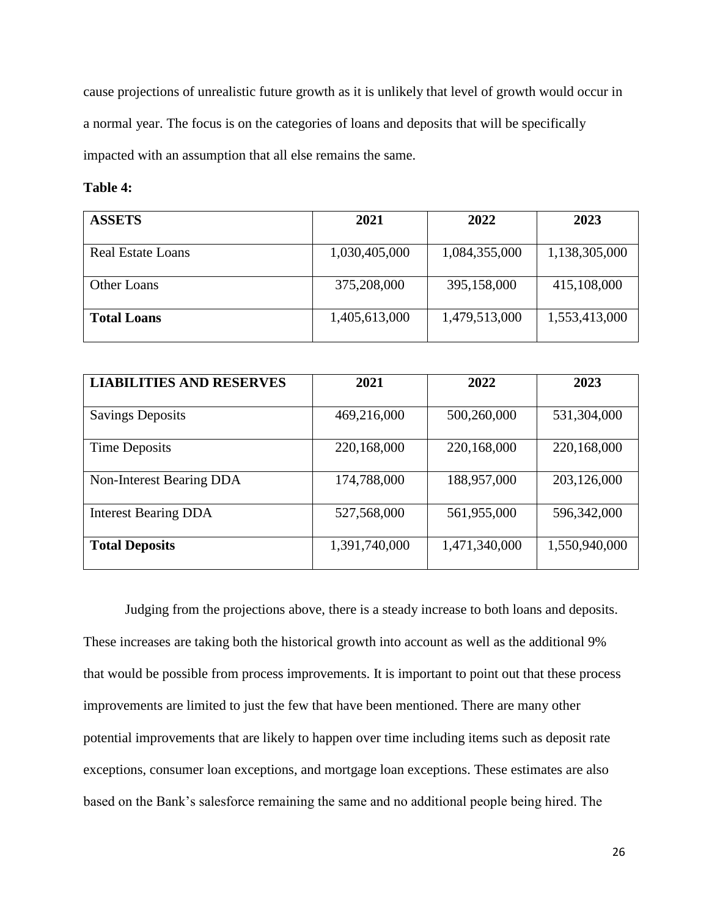cause projections of unrealistic future growth as it is unlikely that level of growth would occur in a normal year. The focus is on the categories of loans and deposits that will be specifically impacted with an assumption that all else remains the same.

**Table 4:**

| **ASSETS** | **2021** | **2022** | **2023** |
|---|---|---|---|
| Real Estate Loans | 1,030,405,000 | 1,084,355,000 | 1,138,305,000 |
| Other Loans | 375,208,000 | 395,158,000 | 415,108,000 |
| **Total Loans** | 1,405,613,000 | 1,479,513,000 | 1,553,413,000 |

| **LIABILITIES AND RESERVES** | **2021** | **2022** | **2023** |
|---|---|---|---|
| Savings Deposits | 469,216,000 | 500,260,000 | 531,304,000 |
| Time Deposits | 220,168,000 | 220,168,000 | 220,168,000 |
| Non-Interest Bearing DDA | 174,788,000 | 188,957,000 | 203,126,000 |
| Interest Bearing DDA | 527,568,000 | 561,955,000 | 596,342,000 |
| **Total Deposits** | 1,391,740,000 | 1,471,340,000 | 1,550,940,000 |

Judging from the projections above, there is a steady increase to both loans and deposits. These increases are taking both the historical growth into account as well as the additional 9% that would be possible from process improvements. It is important to point out that these process improvements are limited to just the few that have been mentioned. There are many other potential improvements that are likely to happen over time including items such as deposit rate exceptions, consumer loan exceptions, and mortgage loan exceptions. These estimates are also based on the Bank's salesforce remaining the same and no additional people being hired. The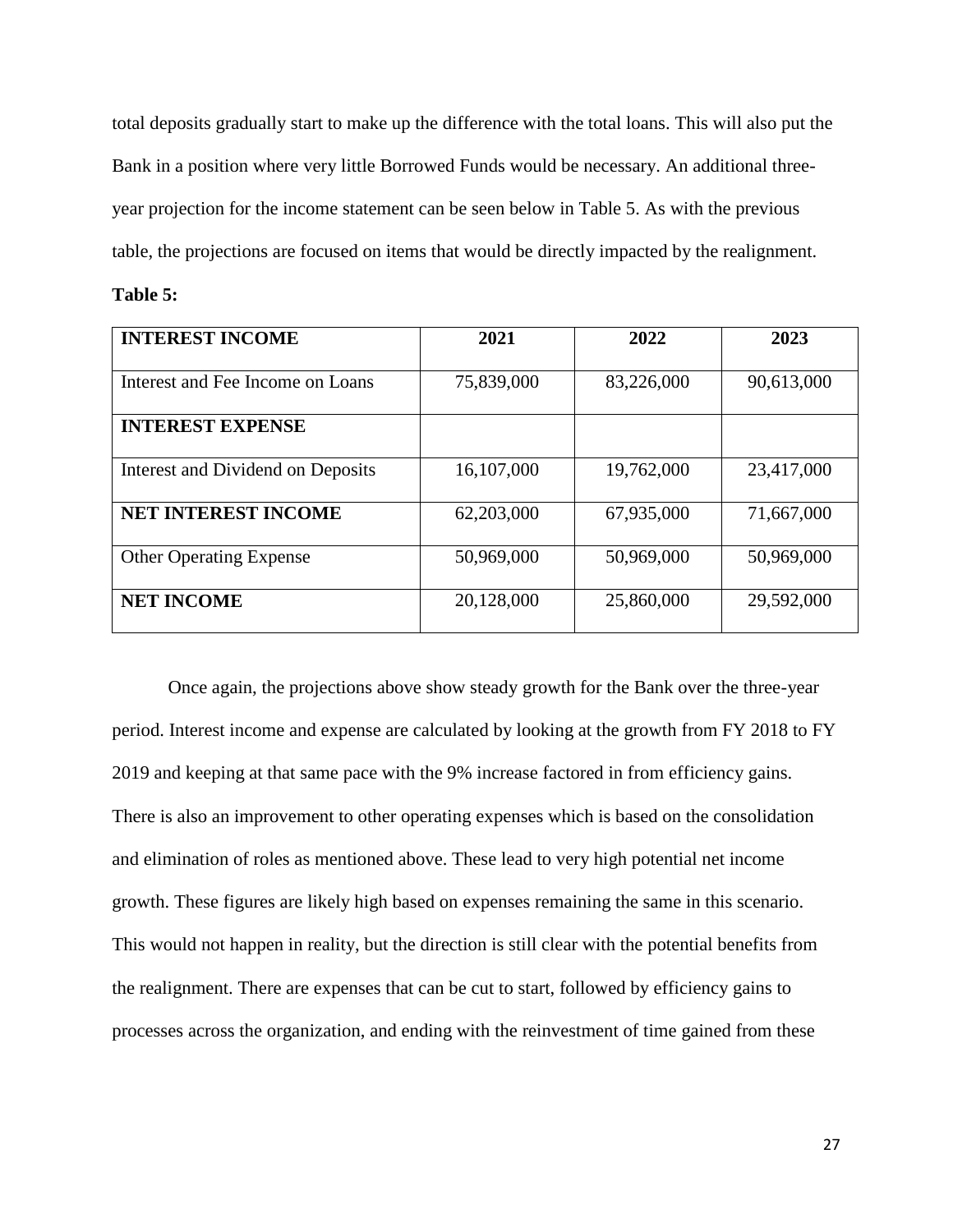total deposits gradually start to make up the difference with the total loans. This will also put the Bank in a position where very little Borrowed Funds would be necessary. An additional three-year projection for the income statement can be seen below in Table 5. As with the previous table, the projections are focused on items that would be directly impacted by the realignment.

**Table 5:**

| **INTEREST INCOME** | **2021** | **2022** | **2023** |
|---|---|---|---|
| Interest and Fee Income on Loans | 75,839,000 | 83,226,000 | 90,613,000 |
| **INTEREST EXPENSE** | | | |
| Interest and Dividend on Deposits | 16,107,000 | 19,762,000 | 23,417,000 |
| **NET INTEREST INCOME** | 62,203,000 | 67,935,000 | 71,667,000 |
| Other Operating Expense | 50,969,000 | 50,969,000 | 50,969,000 |
| **NET INCOME** | 20,128,000 | 25,860,000 | 29,592,000 |

Once again, the projections above show steady growth for the Bank over the three-year period. Interest income and expense are calculated by looking at the growth from FY 2018 to FY 2019 and keeping at that same pace with the 9% increase factored in from efficiency gains. There is also an improvement to other operating expenses which is based on the consolidation and elimination of roles as mentioned above. These lead to very high potential net income growth. These figures are likely high based on expenses remaining the same in this scenario. This would not happen in reality, but the direction is still clear with the potential benefits from the realignment. There are expenses that can be cut to start, followed by efficiency gains to processes across the organization, and ending with the reinvestment of time gained from these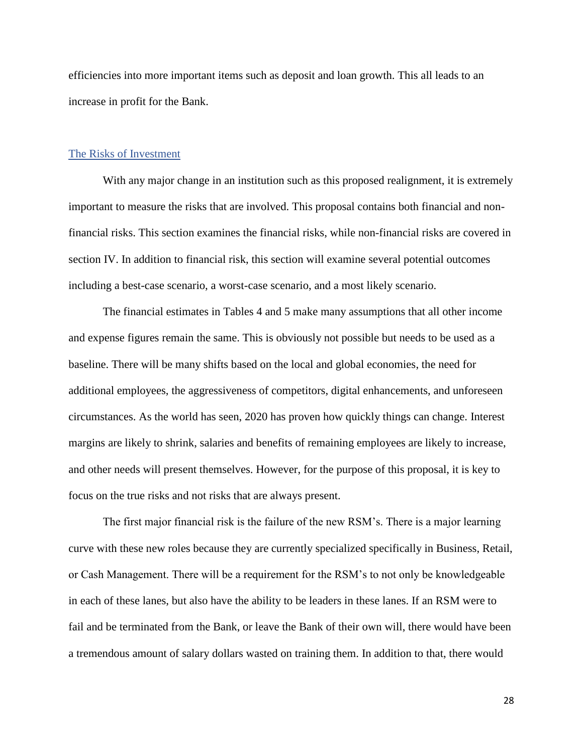efficiencies into more important items such as deposit and loan growth. This all leads to an increase in profit for the Bank.

## The Risks of Investment

With any major change in an institution such as this proposed realignment, it is extremely important to measure the risks that are involved. This proposal contains both financial and non-financial risks. This section examines the financial risks, while non-financial risks are covered in section IV. In addition to financial risk, this section will examine several potential outcomes including a best-case scenario, a worst-case scenario, and a most likely scenario.

The financial estimates in Tables 4 and 5 make many assumptions that all other income and expense figures remain the same. This is obviously not possible but needs to be used as a baseline. There will be many shifts based on the local and global economies, the need for additional employees, the aggressiveness of competitors, digital enhancements, and unforeseen circumstances. As the world has seen, 2020 has proven how quickly things can change. Interest margins are likely to shrink, salaries and benefits of remaining employees are likely to increase, and other needs will present themselves. However, for the purpose of this proposal, it is key to focus on the true risks and not risks that are always present.

The first major financial risk is the failure of the new RSM's. There is a major learning curve with these new roles because they are currently specialized specifically in Business, Retail, or Cash Management. There will be a requirement for the RSM's to not only be knowledgeable in each of these lanes, but also have the ability to be leaders in these lanes. If an RSM were to fail and be terminated from the Bank, or leave the Bank of their own will, there would have been a tremendous amount of salary dollars wasted on training them. In addition to that, there would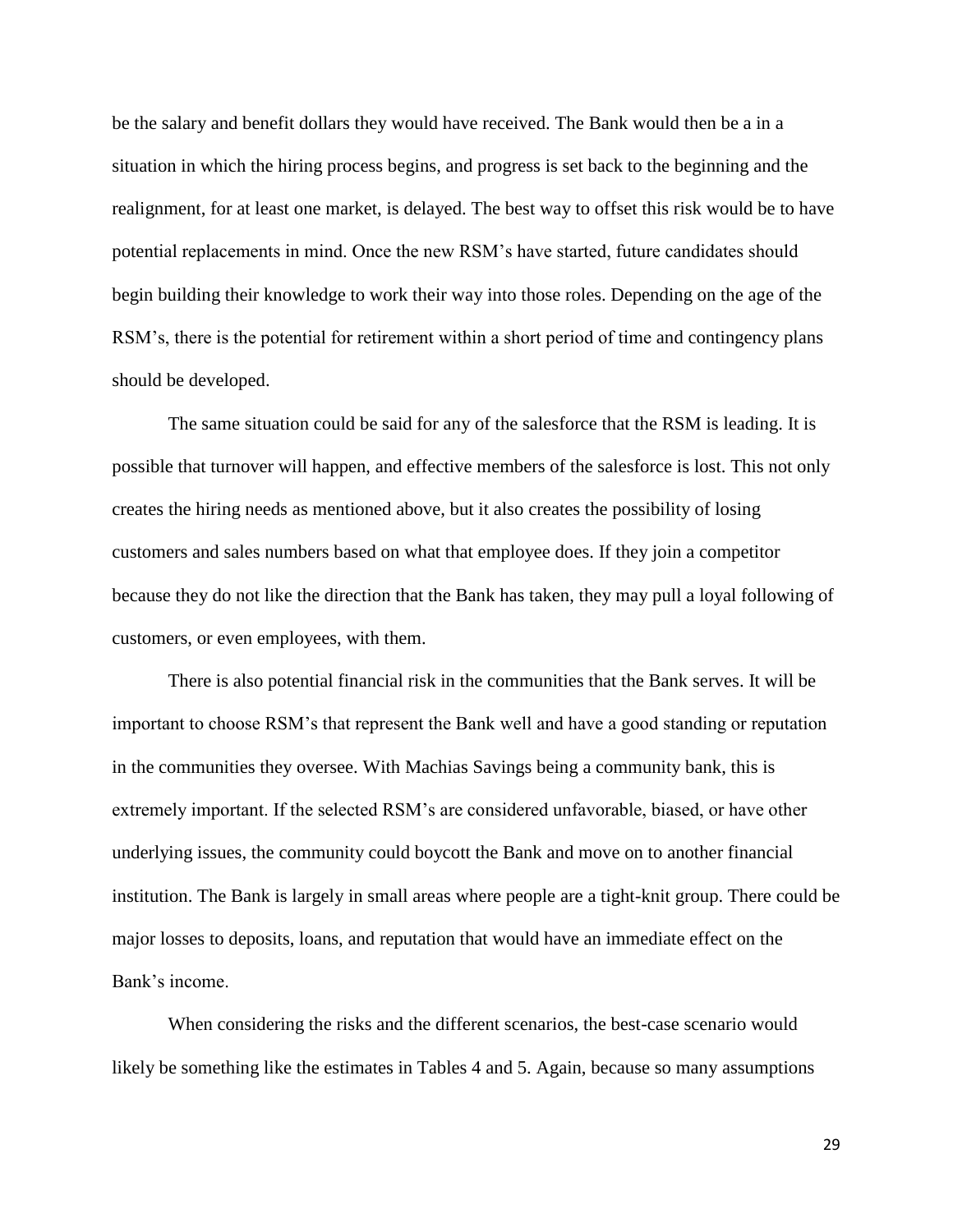be the salary and benefit dollars they would have received. The Bank would then be a in a situation in which the hiring process begins, and progress is set back to the beginning and the realignment, for at least one market, is delayed. The best way to offset this risk would be to have potential replacements in mind. Once the new RSM's have started, future candidates should begin building their knowledge to work their way into those roles. Depending on the age of the RSM's, there is the potential for retirement within a short period of time and contingency plans should be developed.

The same situation could be said for any of the salesforce that the RSM is leading. It is possible that turnover will happen, and effective members of the salesforce is lost. This not only creates the hiring needs as mentioned above, but it also creates the possibility of losing customers and sales numbers based on what that employee does. If they join a competitor because they do not like the direction that the Bank has taken, they may pull a loyal following of customers, or even employees, with them.

There is also potential financial risk in the communities that the Bank serves. It will be important to choose RSM's that represent the Bank well and have a good standing or reputation in the communities they oversee. With Machias Savings being a community bank, this is extremely important. If the selected RSM's are considered unfavorable, biased, or have other underlying issues, the community could boycott the Bank and move on to another financial institution. The Bank is largely in small areas where people are a tight-knit group. There could be major losses to deposits, loans, and reputation that would have an immediate effect on the Bank's income.

When considering the risks and the different scenarios, the best-case scenario would likely be something like the estimates in Tables 4 and 5. Again, because so many assumptions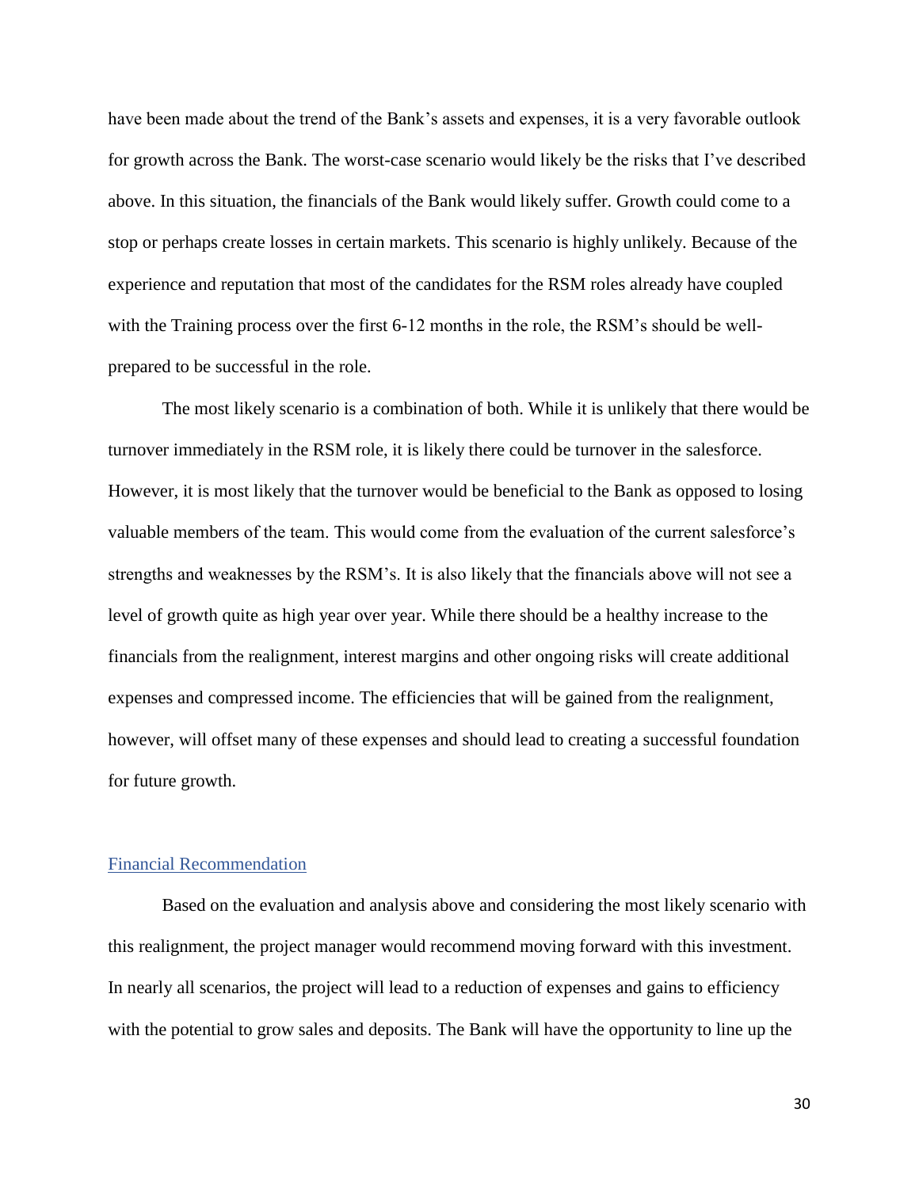have been made about the trend of the Bank's assets and expenses, it is a very favorable outlook for growth across the Bank. The worst-case scenario would likely be the risks that I've described above. In this situation, the financials of the Bank would likely suffer. Growth could come to a stop or perhaps create losses in certain markets. This scenario is highly unlikely. Because of the experience and reputation that most of the candidates for the RSM roles already have coupled with the Training process over the first 6-12 months in the role, the RSM's should be well-prepared to be successful in the role.

The most likely scenario is a combination of both. While it is unlikely that there would be turnover immediately in the RSM role, it is likely there could be turnover in the salesforce. However, it is most likely that the turnover would be beneficial to the Bank as opposed to losing valuable members of the team. This would come from the evaluation of the current salesforce's strengths and weaknesses by the RSM's. It is also likely that the financials above will not see a level of growth quite as high year over year. While there should be a healthy increase to the financials from the realignment, interest margins and other ongoing risks will create additional expenses and compressed income. The efficiencies that will be gained from the realignment, however, will offset many of these expenses and should lead to creating a successful foundation for future growth.

## Financial Recommendation

Based on the evaluation and analysis above and considering the most likely scenario with this realignment, the project manager would recommend moving forward with this investment. In nearly all scenarios, the project will lead to a reduction of expenses and gains to efficiency with the potential to grow sales and deposits. The Bank will have the opportunity to line up the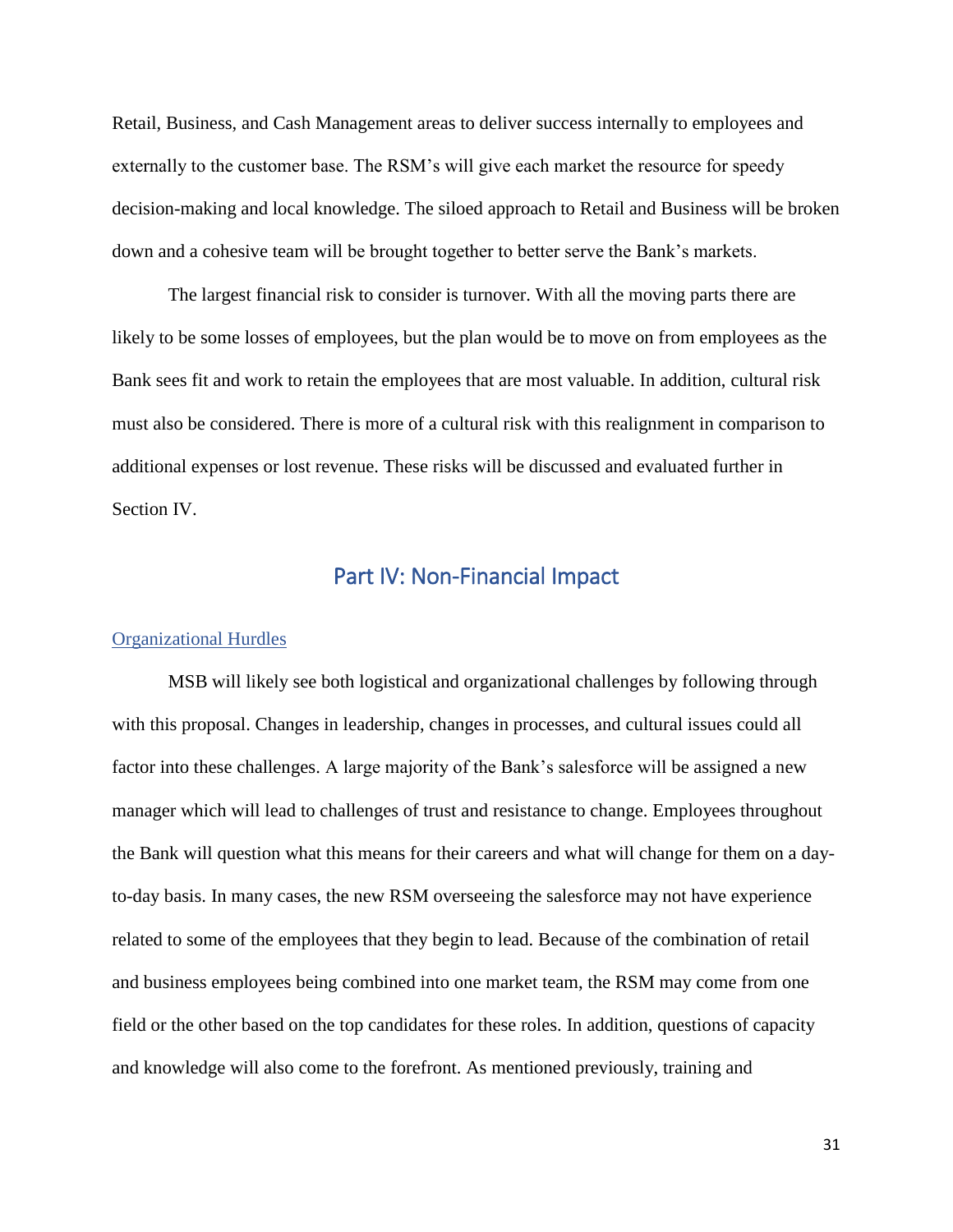Retail, Business, and Cash Management areas to deliver success internally to employees and externally to the customer base. The RSM's will give each market the resource for speedy decision-making and local knowledge. The siloed approach to Retail and Business will be broken down and a cohesive team will be brought together to better serve the Bank's markets.

The largest financial risk to consider is turnover. With all the moving parts there are likely to be some losses of employees, but the plan would be to move on from employees as the Bank sees fit and work to retain the employees that are most valuable. In addition, cultural risk must also be considered. There is more of a cultural risk with this realignment in comparison to additional expenses or lost revenue. These risks will be discussed and evaluated further in Section IV.

## Part IV: Non-Financial Impact

### Organizational Hurdles

MSB will likely see both logistical and organizational challenges by following through with this proposal. Changes in leadership, changes in processes, and cultural issues could all factor into these challenges. A large majority of the Bank's salesforce will be assigned a new manager which will lead to challenges of trust and resistance to change. Employees throughout the Bank will question what this means for their careers and what will change for them on a day-to-day basis. In many cases, the new RSM overseeing the salesforce may not have experience related to some of the employees that they begin to lead. Because of the combination of retail and business employees being combined into one market team, the RSM may come from one field or the other based on the top candidates for these roles. In addition, questions of capacity and knowledge will also come to the forefront. As mentioned previously, training and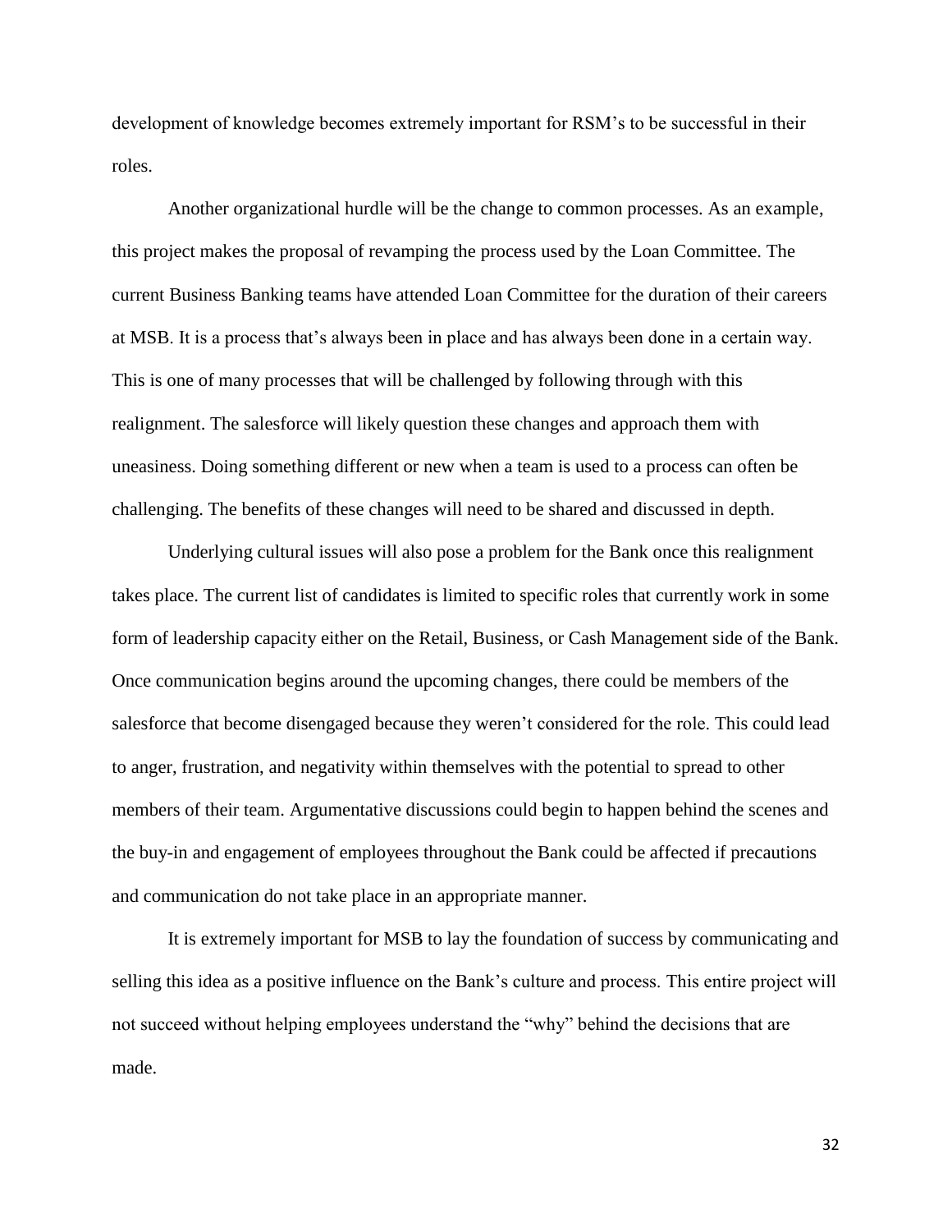development of knowledge becomes extremely important for RSM's to be successful in their roles.

Another organizational hurdle will be the change to common processes. As an example, this project makes the proposal of revamping the process used by the Loan Committee. The current Business Banking teams have attended Loan Committee for the duration of their careers at MSB. It is a process that's always been in place and has always been done in a certain way. This is one of many processes that will be challenged by following through with this realignment. The salesforce will likely question these changes and approach them with uneasiness. Doing something different or new when a team is used to a process can often be challenging. The benefits of these changes will need to be shared and discussed in depth.

Underlying cultural issues will also pose a problem for the Bank once this realignment takes place. The current list of candidates is limited to specific roles that currently work in some form of leadership capacity either on the Retail, Business, or Cash Management side of the Bank. Once communication begins around the upcoming changes, there could be members of the salesforce that become disengaged because they weren't considered for the role. This could lead to anger, frustration, and negativity within themselves with the potential to spread to other members of their team. Argumentative discussions could begin to happen behind the scenes and the buy-in and engagement of employees throughout the Bank could be affected if precautions and communication do not take place in an appropriate manner.

It is extremely important for MSB to lay the foundation of success by communicating and selling this idea as a positive influence on the Bank's culture and process. This entire project will not succeed without helping employees understand the "why" behind the decisions that are made.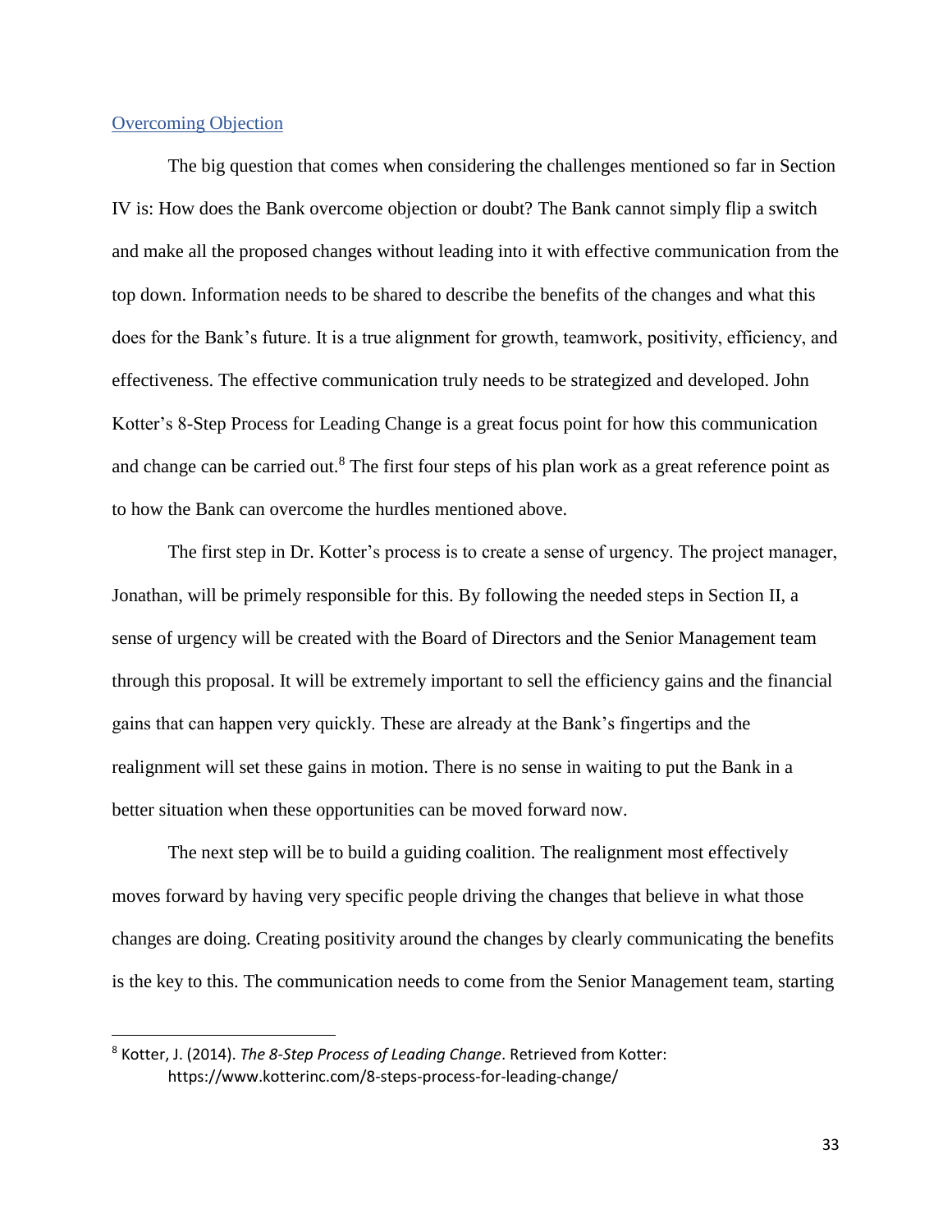## Overcoming Objection

The big question that comes when considering the challenges mentioned so far in Section IV is: How does the Bank overcome objection or doubt? The Bank cannot simply flip a switch and make all the proposed changes without leading into it with effective communication from the top down. Information needs to be shared to describe the benefits of the changes and what this does for the Bank's future. It is a true alignment for growth, teamwork, positivity, efficiency, and effectiveness. The effective communication truly needs to be strategized and developed. John Kotter's 8-Step Process for Leading Change is a great focus point for how this communication and change can be carried out.[8] The first four steps of his plan work as a great reference point as to how the Bank can overcome the hurdles mentioned above.

The first step in Dr. Kotter's process is to create a sense of urgency. The project manager, Jonathan, will be primely responsible for this. By following the needed steps in Section II, a sense of urgency will be created with the Board of Directors and the Senior Management team through this proposal. It will be extremely important to sell the efficiency gains and the financial gains that can happen very quickly. These are already at the Bank's fingertips and the realignment will set these gains in motion. There is no sense in waiting to put the Bank in a better situation when these opportunities can be moved forward now.

The next step will be to build a guiding coalition. The realignment most effectively moves forward by having very specific people driving the changes that believe in what those changes are doing. Creating positivity around the changes by clearly communicating the benefits is the key to this. The communication needs to come from the Senior Management team, starting

---

[8] Kotter, J. (2014). *The 8-Step Process of Leading Change*. Retrieved from Kotter: https://www.kotterinc.com/8-steps-process-for-leading-change/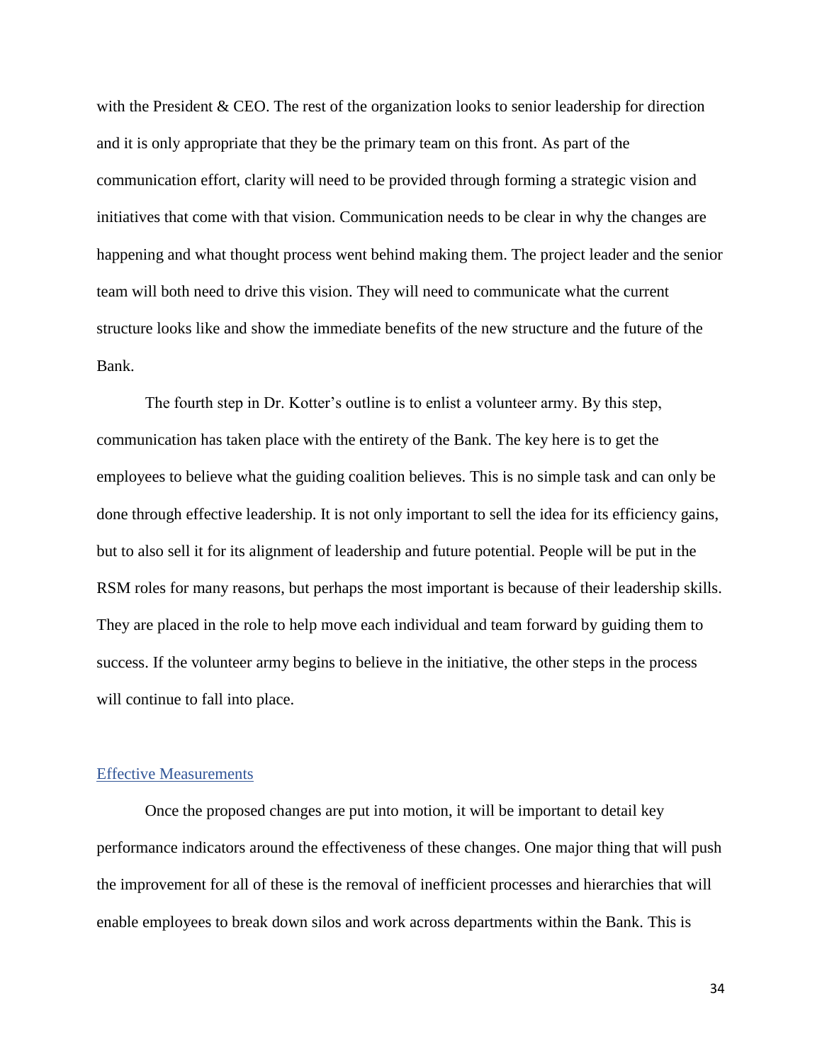with the President & CEO. The rest of the organization looks to senior leadership for direction and it is only appropriate that they be the primary team on this front. As part of the communication effort, clarity will need to be provided through forming a strategic vision and initiatives that come with that vision. Communication needs to be clear in why the changes are happening and what thought process went behind making them. The project leader and the senior team will both need to drive this vision. They will need to communicate what the current structure looks like and show the immediate benefits of the new structure and the future of the Bank.

The fourth step in Dr. Kotter's outline is to enlist a volunteer army. By this step, communication has taken place with the entirety of the Bank. The key here is to get the employees to believe what the guiding coalition believes. This is no simple task and can only be done through effective leadership. It is not only important to sell the idea for its efficiency gains, but to also sell it for its alignment of leadership and future potential. People will be put in the RSM roles for many reasons, but perhaps the most important is because of their leadership skills. They are placed in the role to help move each individual and team forward by guiding them to success. If the volunteer army begins to believe in the initiative, the other steps in the process will continue to fall into place.

## Effective Measurements

Once the proposed changes are put into motion, it will be important to detail key performance indicators around the effectiveness of these changes. One major thing that will push the improvement for all of these is the removal of inefficient processes and hierarchies that will enable employees to break down silos and work across departments within the Bank. This is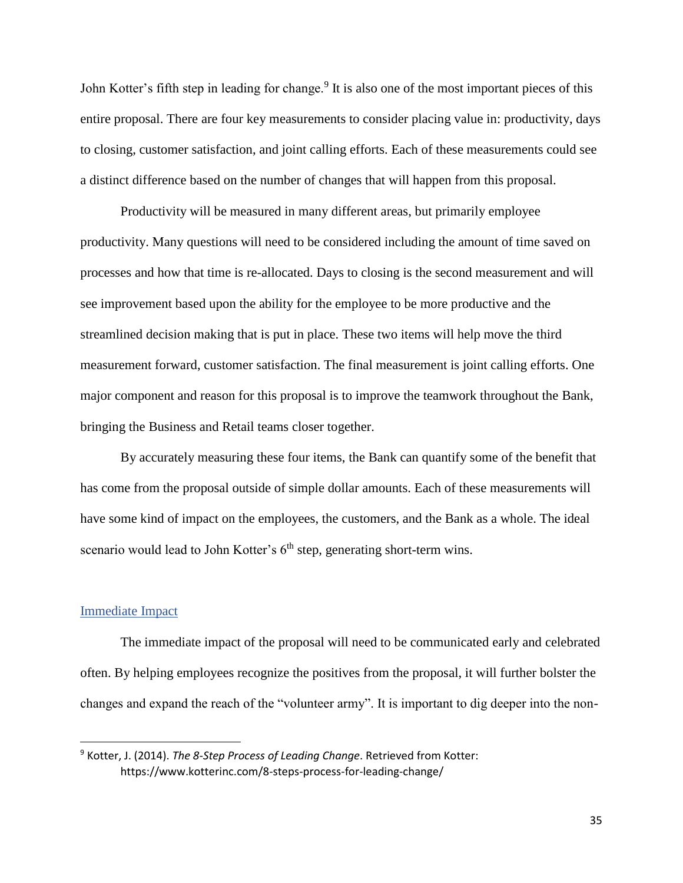John Kotter's fifth step in leading for change.[9] It is also one of the most important pieces of this entire proposal. There are four key measurements to consider placing value in: productivity, days to closing, customer satisfaction, and joint calling efforts. Each of these measurements could see a distinct difference based on the number of changes that will happen from this proposal.

Productivity will be measured in many different areas, but primarily employee productivity. Many questions will need to be considered including the amount of time saved on processes and how that time is re-allocated. Days to closing is the second measurement and will see improvement based upon the ability for the employee to be more productive and the streamlined decision making that is put in place. These two items will help move the third measurement forward, customer satisfaction. The final measurement is joint calling efforts. One major component and reason for this proposal is to improve the teamwork throughout the Bank, bringing the Business and Retail teams closer together.

By accurately measuring these four items, the Bank can quantify some of the benefit that has come from the proposal outside of simple dollar amounts. Each of these measurements will have some kind of impact on the employees, the customers, and the Bank as a whole. The ideal scenario would lead to John Kotter's 6th step, generating short-term wins.

## Immediate Impact

The immediate impact of the proposal will need to be communicated early and celebrated often. By helping employees recognize the positives from the proposal, it will further bolster the changes and expand the reach of the "volunteer army". It is important to dig deeper into the non-

[9] Kotter, J. (2014). *The 8-Step Process of Leading Change*. Retrieved from Kotter: https://www.kotterinc.com/8-steps-process-for-leading-change/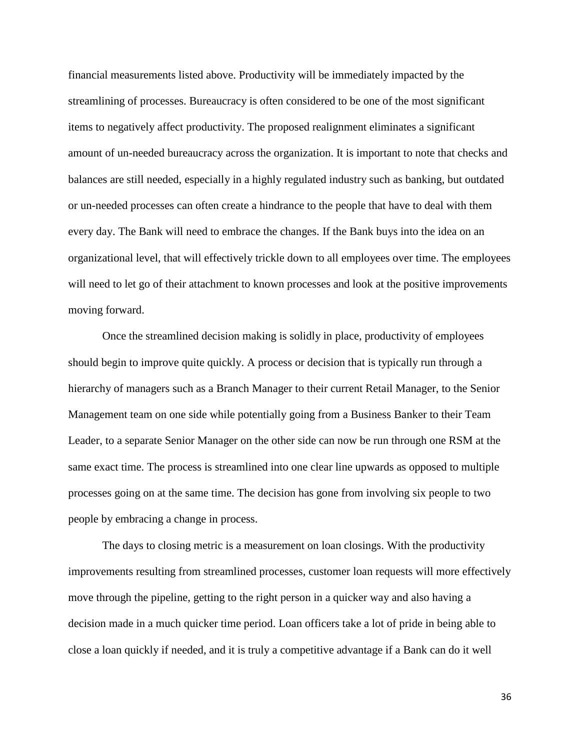financial measurements listed above. Productivity will be immediately impacted by the streamlining of processes. Bureaucracy is often considered to be one of the most significant items to negatively affect productivity. The proposed realignment eliminates a significant amount of un-needed bureaucracy across the organization. It is important to note that checks and balances are still needed, especially in a highly regulated industry such as banking, but outdated or un-needed processes can often create a hindrance to the people that have to deal with them every day. The Bank will need to embrace the changes. If the Bank buys into the idea on an organizational level, that will effectively trickle down to all employees over time. The employees will need to let go of their attachment to known processes and look at the positive improvements moving forward.

Once the streamlined decision making is solidly in place, productivity of employees should begin to improve quite quickly. A process or decision that is typically run through a hierarchy of managers such as a Branch Manager to their current Retail Manager, to the Senior Management team on one side while potentially going from a Business Banker to their Team Leader, to a separate Senior Manager on the other side can now be run through one RSM at the same exact time. The process is streamlined into one clear line upwards as opposed to multiple processes going on at the same time. The decision has gone from involving six people to two people by embracing a change in process.

The days to closing metric is a measurement on loan closings. With the productivity improvements resulting from streamlined processes, customer loan requests will more effectively move through the pipeline, getting to the right person in a quicker way and also having a decision made in a much quicker time period. Loan officers take a lot of pride in being able to close a loan quickly if needed, and it is truly a competitive advantage if a Bank can do it well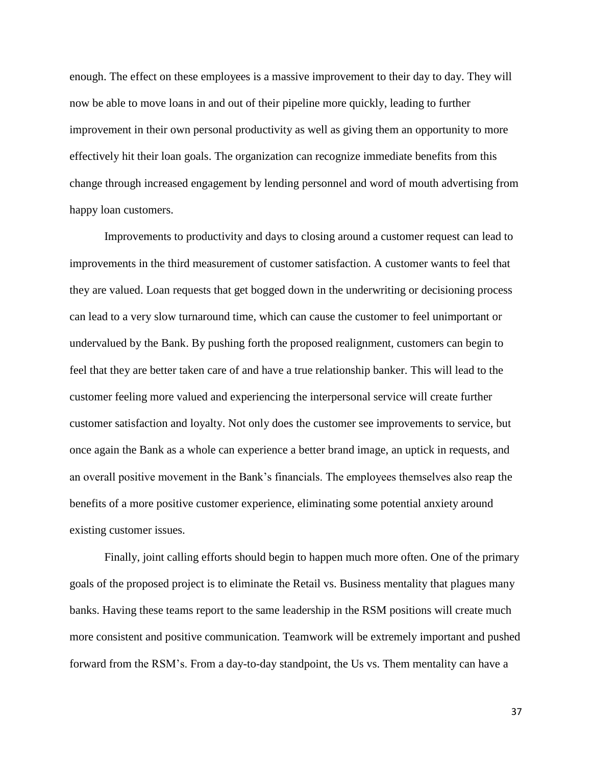enough. The effect on these employees is a massive improvement to their day to day. They will now be able to move loans in and out of their pipeline more quickly, leading to further improvement in their own personal productivity as well as giving them an opportunity to more effectively hit their loan goals. The organization can recognize immediate benefits from this change through increased engagement by lending personnel and word of mouth advertising from happy loan customers.

Improvements to productivity and days to closing around a customer request can lead to improvements in the third measurement of customer satisfaction. A customer wants to feel that they are valued. Loan requests that get bogged down in the underwriting or decisioning process can lead to a very slow turnaround time, which can cause the customer to feel unimportant or undervalued by the Bank. By pushing forth the proposed realignment, customers can begin to feel that they are better taken care of and have a true relationship banker. This will lead to the customer feeling more valued and experiencing the interpersonal service will create further customer satisfaction and loyalty. Not only does the customer see improvements to service, but once again the Bank as a whole can experience a better brand image, an uptick in requests, and an overall positive movement in the Bank's financials. The employees themselves also reap the benefits of a more positive customer experience, eliminating some potential anxiety around existing customer issues.

Finally, joint calling efforts should begin to happen much more often. One of the primary goals of the proposed project is to eliminate the Retail vs. Business mentality that plagues many banks. Having these teams report to the same leadership in the RSM positions will create much more consistent and positive communication. Teamwork will be extremely important and pushed forward from the RSM's. From a day-to-day standpoint, the Us vs. Them mentality can have a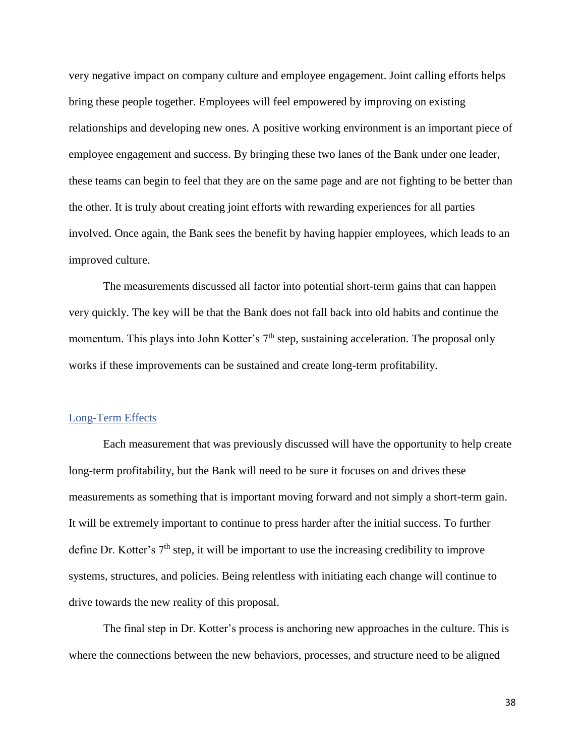very negative impact on company culture and employee engagement. Joint calling efforts helps bring these people together. Employees will feel empowered by improving on existing relationships and developing new ones. A positive working environment is an important piece of employee engagement and success. By bringing these two lanes of the Bank under one leader, these teams can begin to feel that they are on the same page and are not fighting to be better than the other. It is truly about creating joint efforts with rewarding experiences for all parties involved. Once again, the Bank sees the benefit by having happier employees, which leads to an improved culture.

The measurements discussed all factor into potential short-term gains that can happen very quickly. The key will be that the Bank does not fall back into old habits and continue the momentum. This plays into John Kotter's 7th step, sustaining acceleration. The proposal only works if these improvements can be sustained and create long-term profitability.

## Long-Term Effects

Each measurement that was previously discussed will have the opportunity to help create long-term profitability, but the Bank will need to be sure it focuses on and drives these measurements as something that is important moving forward and not simply a short-term gain. It will be extremely important to continue to press harder after the initial success. To further define Dr. Kotter's 7th step, it will be important to use the increasing credibility to improve systems, structures, and policies. Being relentless with initiating each change will continue to drive towards the new reality of this proposal.

The final step in Dr. Kotter's process is anchoring new approaches in the culture. This is where the connections between the new behaviors, processes, and structure need to be aligned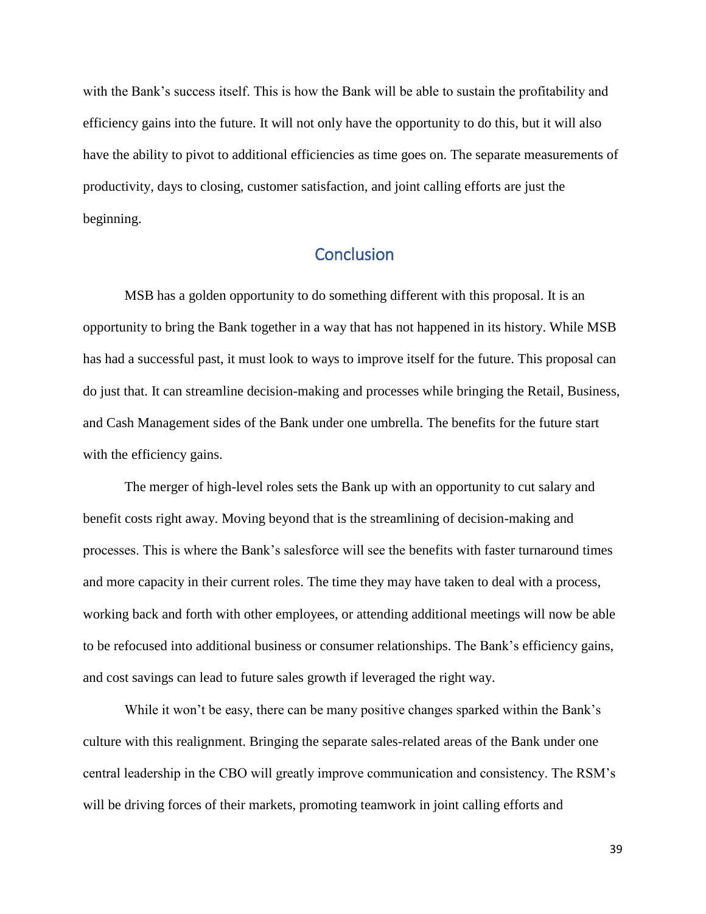with the Bank's success itself. This is how the Bank will be able to sustain the profitability and efficiency gains into the future. It will not only have the opportunity to do this, but it will also have the ability to pivot to additional efficiencies as time goes on. The separate measurements of productivity, days to closing, customer satisfaction, and joint calling efforts are just the beginning.

## Conclusion

MSB has a golden opportunity to do something different with this proposal. It is an opportunity to bring the Bank together in a way that has not happened in its history. While MSB has had a successful past, it must look to ways to improve itself for the future. This proposal can do just that. It can streamline decision-making and processes while bringing the Retail, Business, and Cash Management sides of the Bank under one umbrella. The benefits for the future start with the efficiency gains.

The merger of high-level roles sets the Bank up with an opportunity to cut salary and benefit costs right away. Moving beyond that is the streamlining of decision-making and processes. This is where the Bank's salesforce will see the benefits with faster turnaround times and more capacity in their current roles. The time they may have taken to deal with a process, working back and forth with other employees, or attending additional meetings will now be able to be refocused into additional business or consumer relationships. The Bank's efficiency gains, and cost savings can lead to future sales growth if leveraged the right way.

While it won't be easy, there can be many positive changes sparked within the Bank's culture with this realignment. Bringing the separate sales-related areas of the Bank under one central leadership in the CBO will greatly improve communication and consistency. The RSM's will be driving forces of their markets, promoting teamwork in joint calling efforts and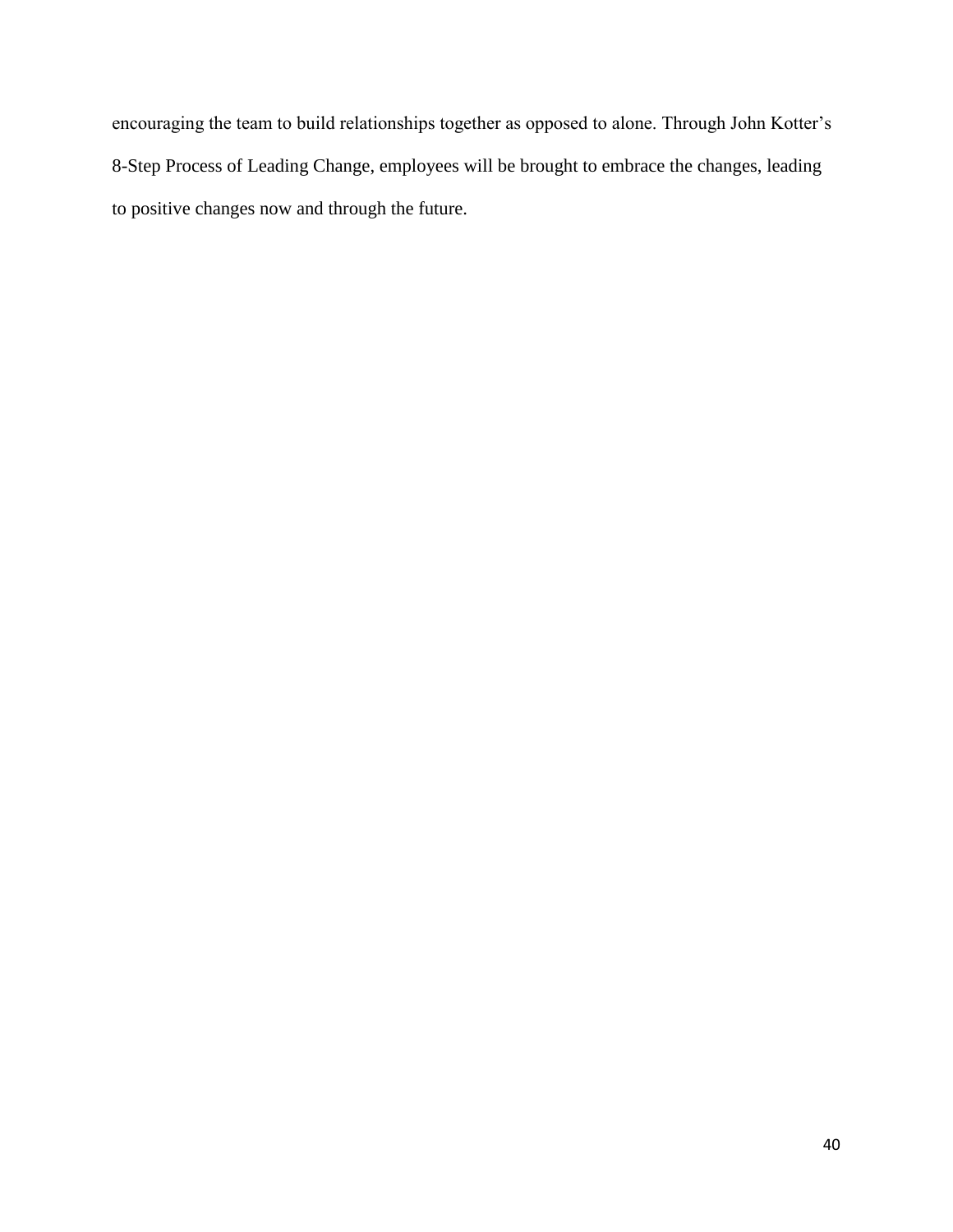encouraging the team to build relationships together as opposed to alone. Through John Kotter's 8-Step Process of Leading Change, employees will be brought to embrace the changes, leading to positive changes now and through the future.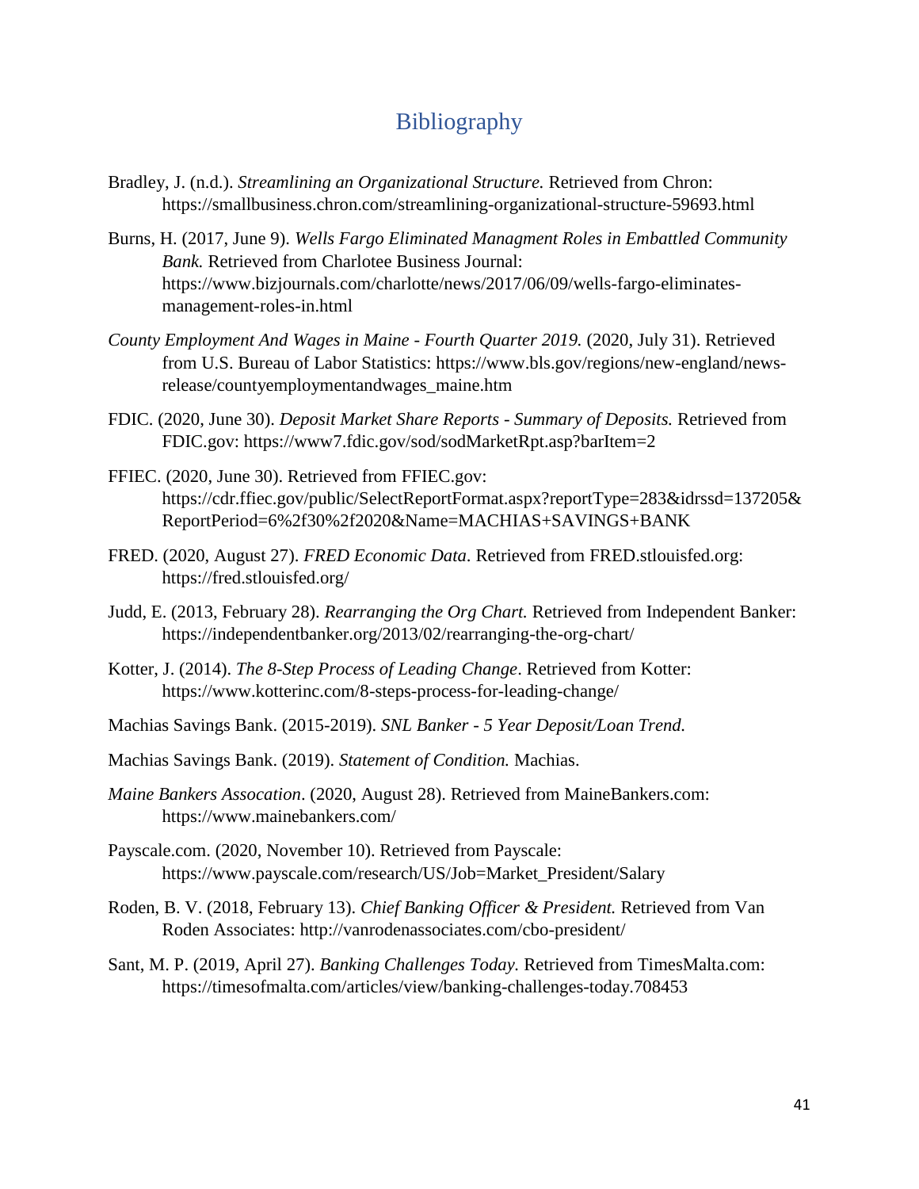# Bibliography

Bradley, J. (n.d.). *Streamlining an Organizational Structure.* Retrieved from Chron: https://smallbusiness.chron.com/streamlining-organizational-structure-59693.html

Burns, H. (2017, June 9). *Wells Fargo Eliminated Managment Roles in Embattled Community Bank.* Retrieved from Charlotee Business Journal: https://www.bizjournals.com/charlotte/news/2017/06/09/wells-fargo-eliminates-management-roles-in.html

*County Employment And Wages in Maine - Fourth Quarter 2019.* (2020, July 31). Retrieved from U.S. Bureau of Labor Statistics: https://www.bls.gov/regions/new-england/news-release/countyemploymentandwages_maine.htm

FDIC. (2020, June 30). *Deposit Market Share Reports - Summary of Deposits.* Retrieved from FDIC.gov: https://www7.fdic.gov/sod/sodMarketRpt.asp?barItem=2

FFIEC. (2020, June 30). Retrieved from FFIEC.gov: https://cdr.ffiec.gov/public/SelectReportFormat.aspx?reportType=283&idrssd=137205&ReportPeriod=6%2f30%2f2020&Name=MACHIAS+SAVINGS+BANK

FRED. (2020, August 27). *FRED Economic Data.* Retrieved from FRED.stlouisfed.org: https://fred.stlouisfed.org/

Judd, E. (2013, February 28). *Rearranging the Org Chart.* Retrieved from Independent Banker: https://independentbanker.org/2013/02/rearranging-the-org-chart/

Kotter, J. (2014). *The 8-Step Process of Leading Change*. Retrieved from Kotter: https://www.kotterinc.com/8-steps-process-for-leading-change/

Machias Savings Bank. (2015-2019). *SNL Banker - 5 Year Deposit/Loan Trend.*

Machias Savings Bank. (2019). *Statement of Condition.* Machias.

*Maine Bankers Assocation*. (2020, August 28). Retrieved from MaineBankers.com: https://www.mainebankers.com/

Payscale.com. (2020, November 10). Retrieved from Payscale: https://www.payscale.com/research/US/Job=Market_President/Salary

Roden, B. V. (2018, February 13). *Chief Banking Officer & President.* Retrieved from Van Roden Associates: http://vanrodenassociates.com/cbo-president/

Sant, M. P. (2019, April 27). *Banking Challenges Today.* Retrieved from TimesMalta.com: https://timesofmalta.com/articles/view/banking-challenges-today.708453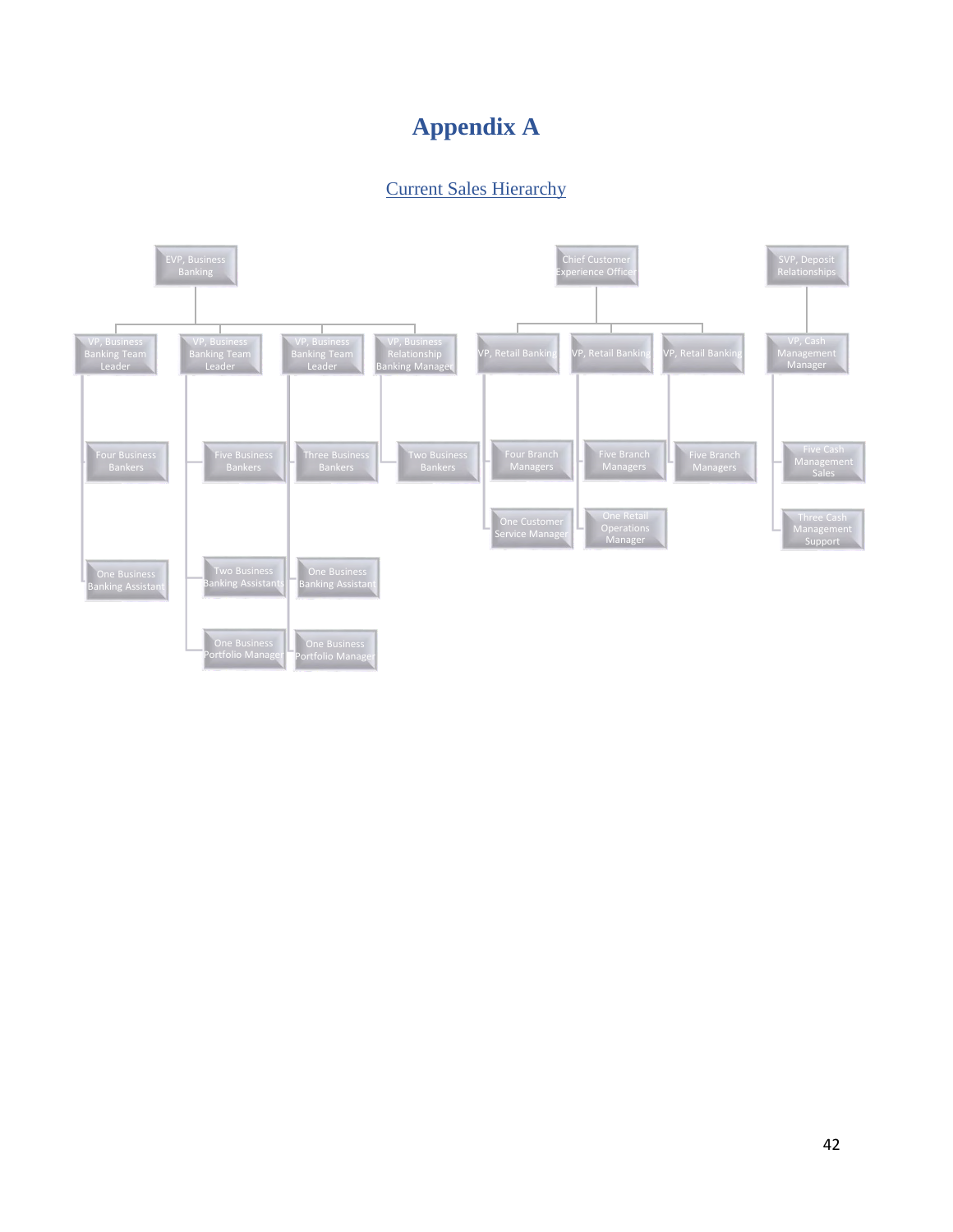# Appendix A

## Current Sales Hierarchy

- EVP, Business Banking
  - VP, Business Banking Team Leader
    - Four Business Bankers
    - One Business Banking Assistant
  - VP, Business Banking Team Leader
    - Five Business Bankers
    - Two Business Banking Assistants
    - One Business Portfolio Manager
  - VP, Business Banking Team Leader
    - Three Business Bankers
    - One Business Banking Assistant
    - One Business Portfolio Manager
  - VP, Business Relationship Banking Manager
    - Two Business Bankers
- Chief Customer Experience Officer
  - VP, Retail Banking
    - Four Branch Managers
    - One Customer Service Manager
  - VP, Retail Banking
    - Five Branch Managers
    - One Retail Operations Manager
  - VP, Retail Banking
    - Five Branch Managers
- SVP, Deposit Relationships
  - VP, Cash Management Manager
    - Five Cash Management Sales
    - Three Cash Management Support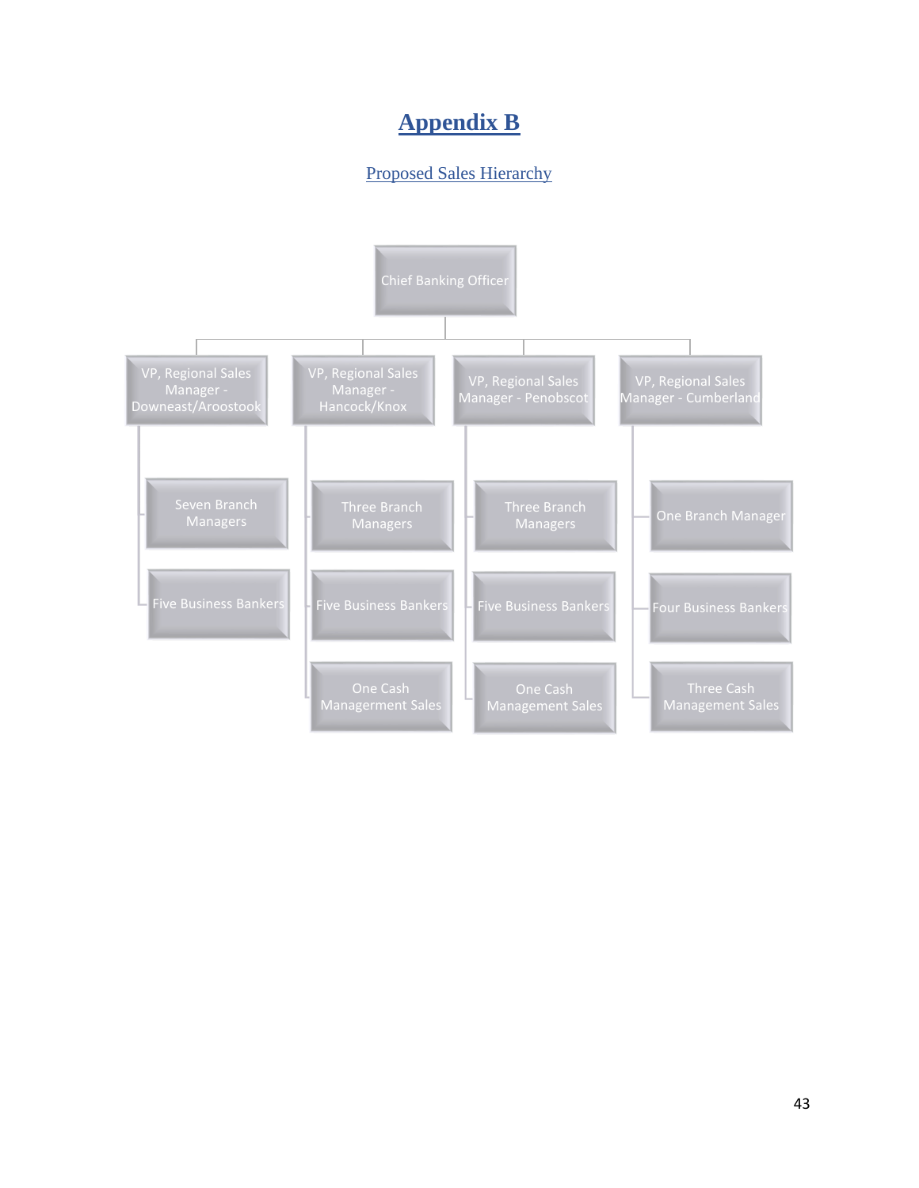# Appendix B

Proposed Sales Hierarchy

Chief Banking Officer

VP, Regional Sales Manager - Downeast/Aroostook

Seven Branch Managers

Five Business Bankers

VP, Regional Sales Manager - Hancock/Knox

Three Branch Managers

Five Business Bankers

One Cash Managerment Sales

VP, Regional Sales Manager - Penobscot

Three Branch Managers

Five Business Bankers

One Cash Management Sales

VP, Regional Sales Manager - Cumberland

One Branch Manager

Four Business Bankers

Three Cash Management Sales